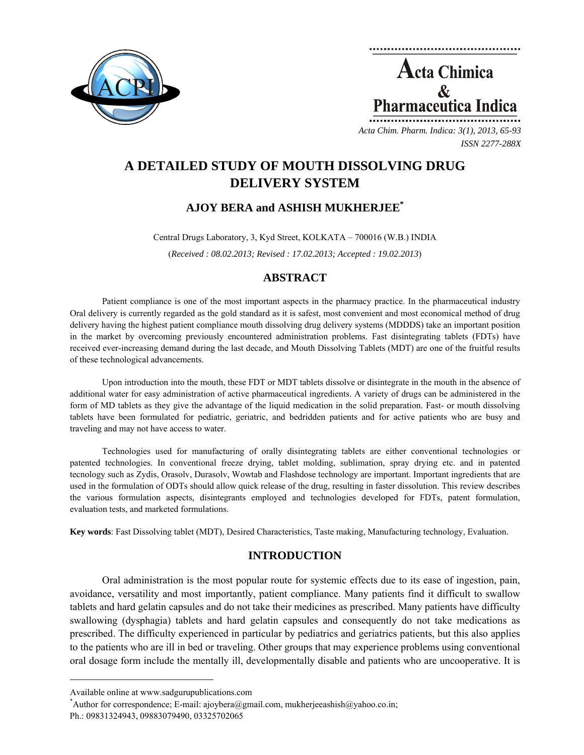# A DETAILED STUDY OF MOUTH DISSOLVING DRUG DELIVERY SYSTEM

### AJOY BERA and ASHISH MUKHERJEE*

Central Drugs Laboratory, 3, Kyd Street, KOLKATA – 700016 (W.B.) INDIA

(*Received : 08.02.2013; Revised : 17.02.2013; Accepted : 19.02.2013*)

## ABSTRACT

Patient compliance is one of the most important aspects in the pharmacy practice. In the pharmaceutical industry Oral delivery is currently regarded as the gold standard as it is safest, most convenient and most economical method of drug delivery having the highest patient compliance mouth dissolving drug delivery systems (MDDDS) take an important position in the market by overcoming previously encountered administration problems. Fast disintegrating tablets (FDTs) have received ever-increasing demand during the last decade, and Mouth Dissolving Tablets (MDT) are one of the fruitful results of these technological advancements.

Upon introduction into the mouth, these FDT or MDT tablets dissolve or disintegrate in the mouth in the absence of additional water for easy administration of active pharmaceutical ingredients. A variety of drugs can be administered in the form of MD tablets as they give the advantage of the liquid medication in the solid preparation. Fast- or mouth dissolving tablets have been formulated for pediatric, geriatric, and bedridden patients and for active patients who are busy and traveling and may not have access to water.

Technologies used for manufacturing of orally disintegrating tablets are either conventional technologies or patented technologies. In conventional freeze drying, tablet molding, sublimation, spray drying etc. and in patented tecnology such as Zydis, Orasolv, Durasolv, Wowtab and Flashdose technology are important. Important ingredients that are used in the formulation of ODTs should allow quick release of the drug, resulting in faster dissolution. This review describes the various formulation aspects, disintegrants employed and technologies developed for FDTs, patent formulation, evaluation tests, and marketed formulations.

**Key words**: Fast Dissolving tablet (MDT), Desired Characteristics, Taste making, Manufacturing technology, Evaluation.

## INTRODUCTION

Oral administration is the most popular route for systemic effects due to its ease of ingestion, pain, avoidance, versatility and most importantly, patient compliance. Many patients find it difficult to swallow tablets and hard gelatin capsules and do not take their medicines as prescribed. Many patients have difficulty swallowing (dysphagia) tablets and hard gelatin capsules and consequently do not take medications as prescribed. The difficulty experienced in particular by pediatrics and geriatrics patients, but this also applies to the patients who are ill in bed or traveling. Other groups that may experience problems using conventional oral dosage form include the mentally ill, developmentally disable and patients who are uncooperative. It is

---

Available online at www.sadgurupublications.com

*Author for correspondence; E-mail: ajoybera@gmail.com, mukherjeeashish@yahoo.co.in;
Ph.: 09831324943, 09883079490, 03325702065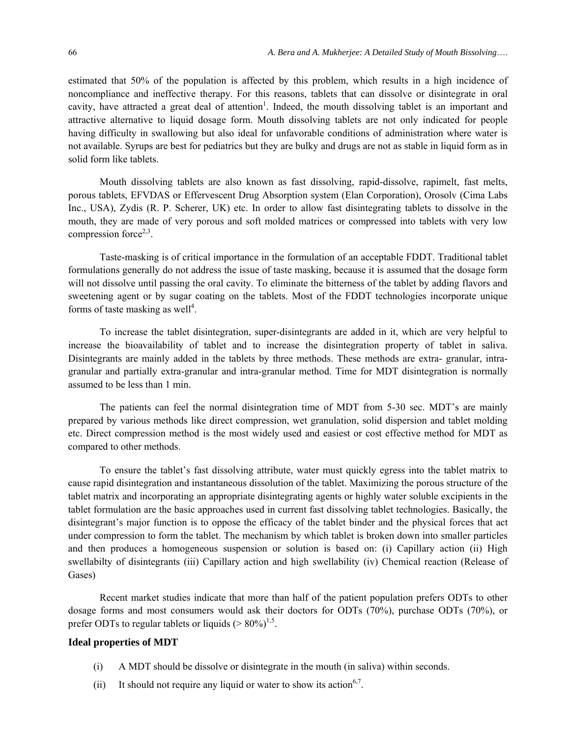estimated that 50% of the population is affected by this problem, which results in a high incidence of noncompliance and ineffective therapy. For this reasons, tablets that can dissolve or disintegrate in oral cavity, have attracted a great deal of attention[1]. Indeed, the mouth dissolving tablet is an important and attractive alternative to liquid dosage form. Mouth dissolving tablets are not only indicated for people having difficulty in swallowing but also ideal for unfavorable conditions of administration where water is not available. Syrups are best for pediatrics but they are bulky and drugs are not as stable in liquid form as in solid form like tablets.

Mouth dissolving tablets are also known as fast dissolving, rapid-dissolve, rapimelt, fast melts, porous tablets, EFVDAS or Effervescent Drug Absorption system (Elan Corporation), Orosolv (Cima Labs Inc., USA), Zydis (R. P. Scherer, UK) etc. In order to allow fast disintegrating tablets to dissolve in the mouth, they are made of very porous and soft molded matrices or compressed into tablets with very low compression force[2,3].

Taste-masking is of critical importance in the formulation of an acceptable FDDT. Traditional tablet formulations generally do not address the issue of taste masking, because it is assumed that the dosage form will not dissolve until passing the oral cavity. To eliminate the bitterness of the tablet by adding flavors and sweetening agent or by sugar coating on the tablets. Most of the FDDT technologies incorporate unique forms of taste masking as well[4].

To increase the tablet disintegration, super-disintegrants are added in it, which are very helpful to increase the bioavailability of tablet and to increase the disintegration property of tablet in saliva. Disintegrants are mainly added in the tablets by three methods. These methods are extra- granular, intra-granular and partially extra-granular and intra-granular method. Time for MDT disintegration is normally assumed to be less than 1 min.

The patients can feel the normal disintegration time of MDT from 5-30 sec. MDT's are mainly prepared by various methods like direct compression, wet granulation, solid dispersion and tablet molding etc. Direct compression method is the most widely used and easiest or cost effective method for MDT as compared to other methods.

To ensure the tablet's fast dissolving attribute, water must quickly egress into the tablet matrix to cause rapid disintegration and instantaneous dissolution of the tablet. Maximizing the porous structure of the tablet matrix and incorporating an appropriate disintegrating agents or highly water soluble excipients in the tablet formulation are the basic approaches used in current fast dissolving tablet technologies. Basically, the disintegrant's major function is to oppose the efficacy of the tablet binder and the physical forces that act under compression to form the tablet. The mechanism by which tablet is broken down into smaller particles and then produces a homogeneous suspension or solution is based on: (i) Capillary action (ii) High swellabilty of disintegrants (iii) Capillary action and high swellability (iv) Chemical reaction (Release of Gases)

Recent market studies indicate that more than half of the patient population prefers ODTs to other dosage forms and most consumers would ask their doctors for ODTs (70%), purchase ODTs (70%), or prefer ODTs to regular tablets or liquids (> 80%)[1,5].

### Ideal properties of MDT

(i) A MDT should be dissolve or disintegrate in the mouth (in saliva) within seconds.

(ii) It should not require any liquid or water to show its action[6,7].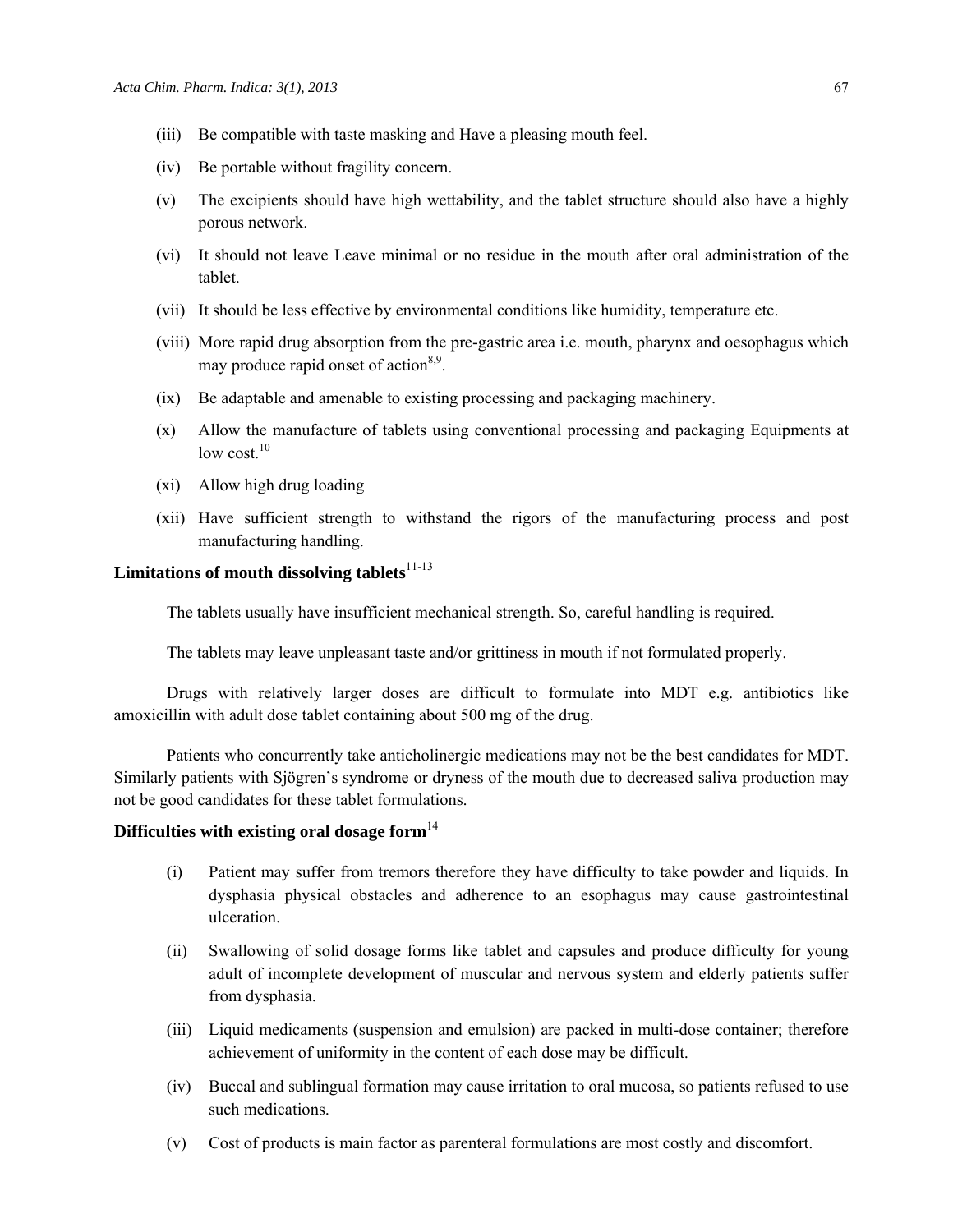(iii) Be compatible with taste masking and Have a pleasing mouth feel.

(iv) Be portable without fragility concern.

(v) The excipients should have high wettability, and the tablet structure should also have a highly porous network.

(vi) It should not leave Leave minimal or no residue in the mouth after oral administration of the tablet.

(vii) It should be less effective by environmental conditions like humidity, temperature etc.

(viii) More rapid drug absorption from the pre-gastric area i.e. mouth, pharynx and oesophagus which may produce rapid onset of action[8,9].

(ix) Be adaptable and amenable to existing processing and packaging machinery.

(x) Allow the manufacture of tablets using conventional processing and packaging Equipments at low cost.[10]

(xi) Allow high drug loading

(xii) Have sufficient strength to withstand the rigors of the manufacturing process and post manufacturing handling.

## Limitations of mouth dissolving tablets[11-13]

The tablets usually have insufficient mechanical strength. So, careful handling is required.

The tablets may leave unpleasant taste and/or grittiness in mouth if not formulated properly.

Drugs with relatively larger doses are difficult to formulate into MDT e.g. antibiotics like amoxicillin with adult dose tablet containing about 500 mg of the drug.

Patients who concurrently take anticholinergic medications may not be the best candidates for MDT. Similarly patients with Sjögren's syndrome or dryness of the mouth due to decreased saliva production may not be good candidates for these tablet formulations.

## Difficulties with existing oral dosage form[14]

(i) Patient may suffer from tremors therefore they have difficulty to take powder and liquids. In dysphasia physical obstacles and adherence to an esophagus may cause gastrointestinal ulceration.

(ii) Swallowing of solid dosage forms like tablet and capsules and produce difficulty for young adult of incomplete development of muscular and nervous system and elderly patients suffer from dysphasia.

(iii) Liquid medicaments (suspension and emulsion) are packed in multi-dose container; therefore achievement of uniformity in the content of each dose may be difficult.

(iv) Buccal and sublingual formation may cause irritation to oral mucosa, so patients refused to use such medications.

(v) Cost of products is main factor as parenteral formulations are most costly and discomfort.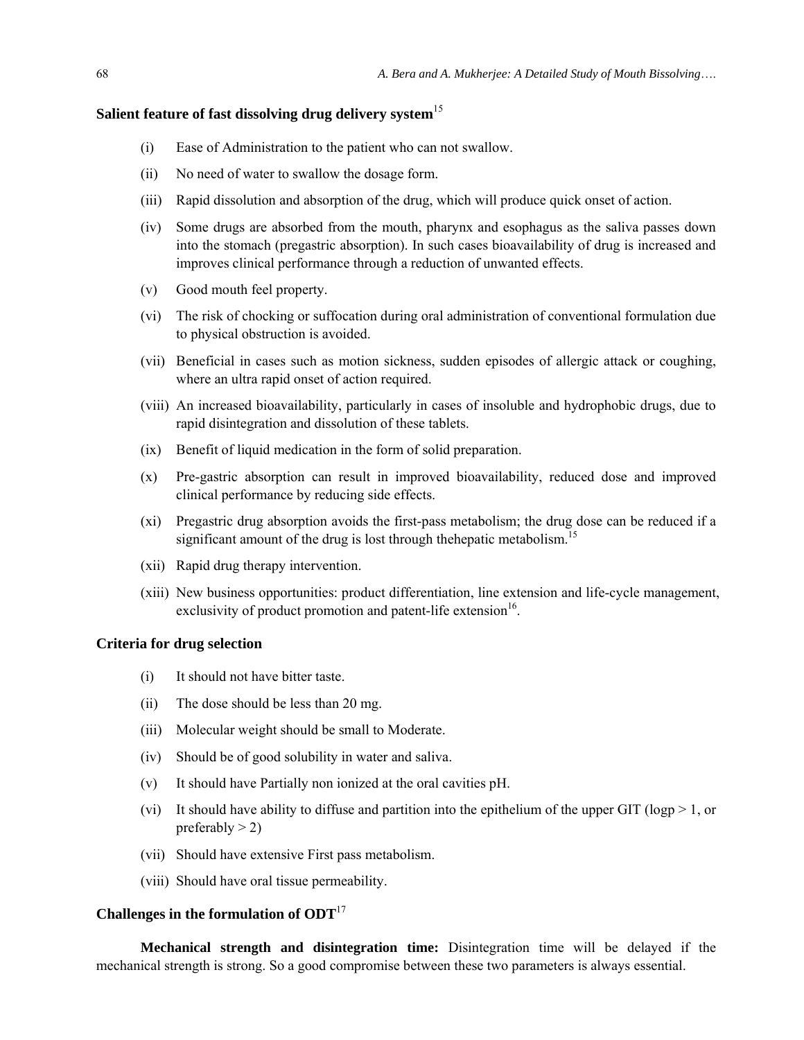### Salient feature of fast dissolving drug delivery system[15]

(i) Ease of Administration to the patient who can not swallow.

(ii) No need of water to swallow the dosage form.

(iii) Rapid dissolution and absorption of the drug, which will produce quick onset of action.

(iv) Some drugs are absorbed from the mouth, pharynx and esophagus as the saliva passes down into the stomach (pregastric absorption). In such cases bioavailability of drug is increased and improves clinical performance through a reduction of unwanted effects.

(v) Good mouth feel property.

(vi) The risk of chocking or suffocation during oral administration of conventional formulation due to physical obstruction is avoided.

(vii) Beneficial in cases such as motion sickness, sudden episodes of allergic attack or coughing, where an ultra rapid onset of action required.

(viii) An increased bioavailability, particularly in cases of insoluble and hydrophobic drugs, due to rapid disintegration and dissolution of these tablets.

(ix) Benefit of liquid medication in the form of solid preparation.

(x) Pre-gastric absorption can result in improved bioavailability, reduced dose and improved clinical performance by reducing side effects.

(xi) Pregastric drug absorption avoids the first-pass metabolism; the drug dose can be reduced if a significant amount of the drug is lost through thehepatic metabolism.[15]

(xii) Rapid drug therapy intervention.

(xiii) New business opportunities: product differentiation, line extension and life-cycle management, exclusivity of product promotion and patent-life extension[16].

### Criteria for drug selection

(i) It should not have bitter taste.

(ii) The dose should be less than 20 mg.

(iii) Molecular weight should be small to Moderate.

(iv) Should be of good solubility in water and saliva.

(v) It should have Partially non ionized at the oral cavities pH.

(vi) It should have ability to diffuse and partition into the epithelium of the upper GIT (logp > 1, or preferably > 2)

(vii) Should have extensive First pass metabolism.

(viii) Should have oral tissue permeability.

### Challenges in the formulation of ODT[17]

**Mechanical strength and disintegration time:** Disintegration time will be delayed if the mechanical strength is strong. So a good compromise between these two parameters is always essential.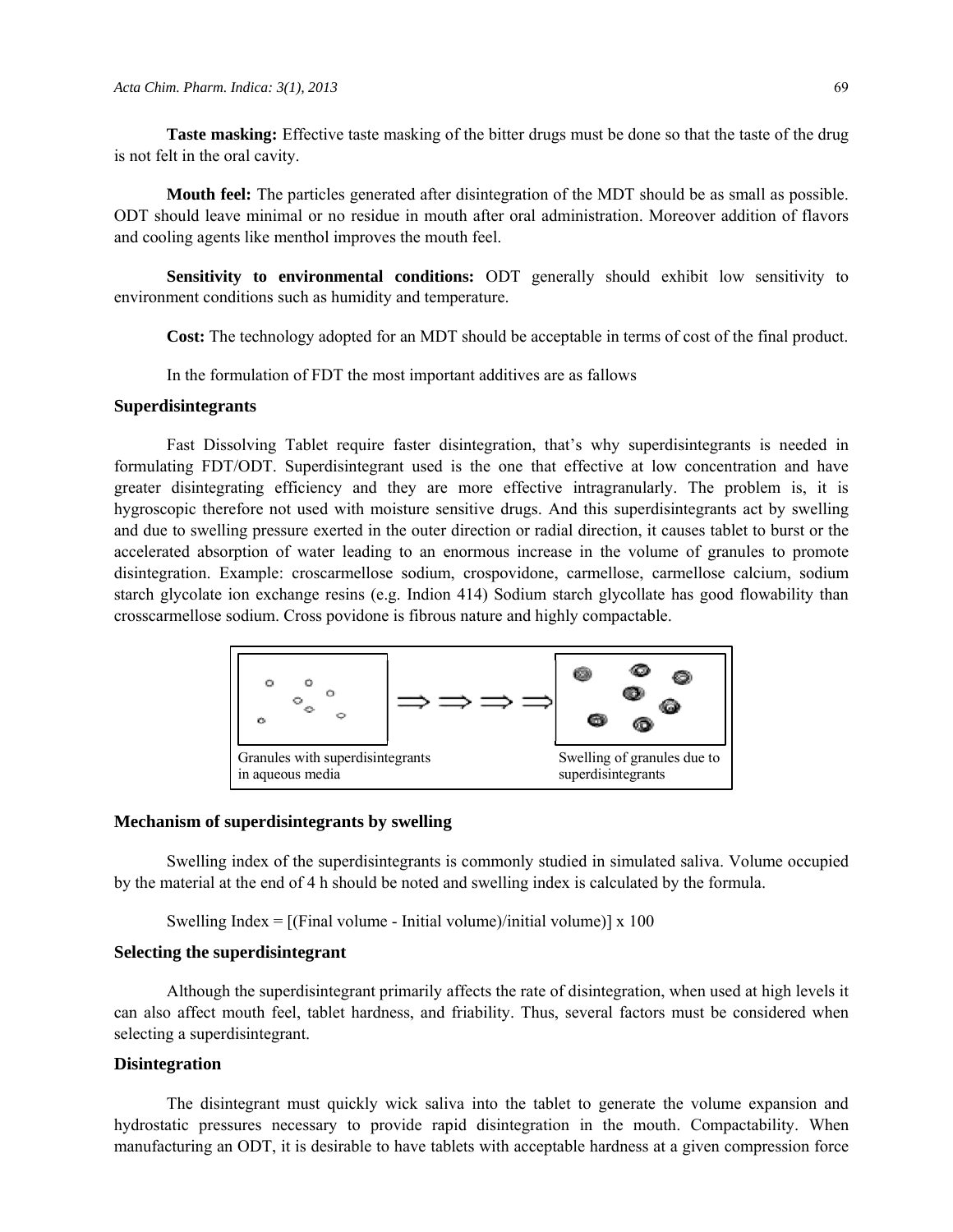**Taste masking:** Effective taste masking of the bitter drugs must be done so that the taste of the drug is not felt in the oral cavity.

**Mouth feel:** The particles generated after disintegration of the MDT should be as small as possible. ODT should leave minimal or no residue in mouth after oral administration. Moreover addition of flavors and cooling agents like menthol improves the mouth feel.

**Sensitivity to environmental conditions:** ODT generally should exhibit low sensitivity to environment conditions such as humidity and temperature.

**Cost:** The technology adopted for an MDT should be acceptable in terms of cost of the final product.

In the formulation of FDT the most important additives are as fallows

### Superdisintegrants

Fast Dissolving Tablet require faster disintegration, that's why superdisintegrants is needed in formulating FDT/ODT. Superdisintegrant used is the one that effective at low concentration and have greater disintegrating efficiency and they are more effective intragranularly. The problem is, it is hygroscopic therefore not used with moisture sensitive drugs. And this superdisintegrants act by swelling and due to swelling pressure exerted in the outer direction or radial direction, it causes tablet to burst or the accelerated absorption of water leading to an enormous increase in the volume of granules to promote disintegration. Example: croscarmellose sodium, crospovidone, carmellose, carmellose calcium, sodium starch glycolate ion exchange resins (e.g. Indion 414) Sodium starch glycollate has good flowability than crosscarmellose sodium. Cross povidone is fibrous nature and highly compactable.

Granules with superdisintegrants in aqueous media ⇒⇒⇒⇒ Swelling of granules due to superdisintegrants

### Mechanism of superdisintegrants by swelling

Swelling index of the superdisintegrants is commonly studied in simulated saliva. Volume occupied by the material at the end of 4 h should be noted and swelling index is calculated by the formula.

Swelling Index = [(Final volume - Initial volume)/initial volume)] x 100

### Selecting the superdisintegrant

Although the superdisintegrant primarily affects the rate of disintegration, when used at high levels it can also affect mouth feel, tablet hardness, and friability. Thus, several factors must be considered when selecting a superdisintegrant.

### Disintegration

The disintegrant must quickly wick saliva into the tablet to generate the volume expansion and hydrostatic pressures necessary to provide rapid disintegration in the mouth. Compactability. When manufacturing an ODT, it is desirable to have tablets with acceptable hardness at a given compression force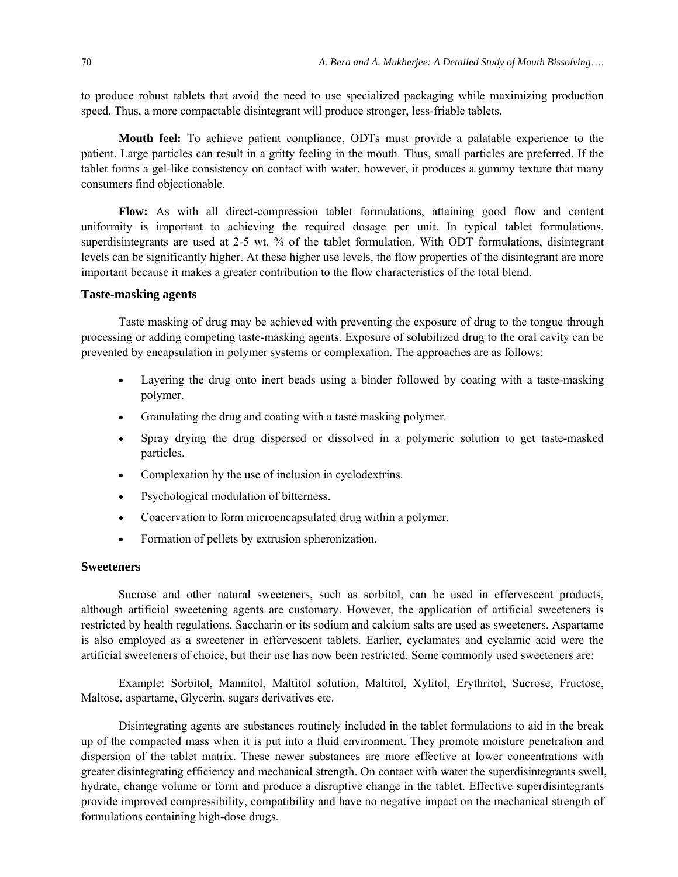to produce robust tablets that avoid the need to use specialized packaging while maximizing production speed. Thus, a more compactable disintegrant will produce stronger, less-friable tablets.

**Mouth feel:** To achieve patient compliance, ODTs must provide a palatable experience to the patient. Large particles can result in a gritty feeling in the mouth. Thus, small particles are preferred. If the tablet forms a gel-like consistency on contact with water, however, it produces a gummy texture that many consumers find objectionable.

**Flow:** As with all direct-compression tablet formulations, attaining good flow and content uniformity is important to achieving the required dosage per unit. In typical tablet formulations, superdisintegrants are used at 2-5 wt. % of the tablet formulation. With ODT formulations, disintegrant levels can be significantly higher. At these higher use levels, the flow properties of the disintegrant are more important because it makes a greater contribution to the flow characteristics of the total blend.

### Taste-masking agents

Taste masking of drug may be achieved with preventing the exposure of drug to the tongue through processing or adding competing taste-masking agents. Exposure of solubilized drug to the oral cavity can be prevented by encapsulation in polymer systems or complexation. The approaches are as follows:

- Layering the drug onto inert beads using a binder followed by coating with a taste-masking polymer.
- Granulating the drug and coating with a taste masking polymer.
- Spray drying the drug dispersed or dissolved in a polymeric solution to get taste-masked particles.
- Complexation by the use of inclusion in cyclodextrins.
- Psychological modulation of bitterness.
- Coacervation to form microencapsulated drug within a polymer.
- Formation of pellets by extrusion spheronization.

### Sweeteners

Sucrose and other natural sweeteners, such as sorbitol, can be used in effervescent products, although artificial sweetening agents are customary. However, the application of artificial sweeteners is restricted by health regulations. Saccharin or its sodium and calcium salts are used as sweeteners. Aspartame is also employed as a sweetener in effervescent tablets. Earlier, cyclamates and cyclamic acid were the artificial sweeteners of choice, but their use has now been restricted. Some commonly used sweeteners are:

Example: Sorbitol, Mannitol, Maltitol solution, Maltitol, Xylitol, Erythritol, Sucrose, Fructose, Maltose, aspartame, Glycerin, sugars derivatives etc.

Disintegrating agents are substances routinely included in the tablet formulations to aid in the break up of the compacted mass when it is put into a fluid environment. They promote moisture penetration and dispersion of the tablet matrix. These newer substances are more effective at lower concentrations with greater disintegrating efficiency and mechanical strength. On contact with water the superdisintegrants swell, hydrate, change volume or form and produce a disruptive change in the tablet. Effective superdisintegrants provide improved compressibility, compatibility and have no negative impact on the mechanical strength of formulations containing high-dose drugs.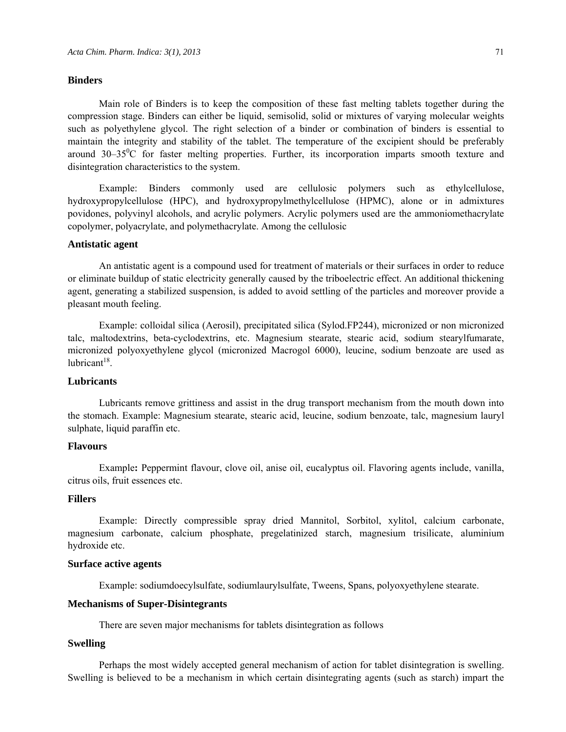### Binders

Main role of Binders is to keep the composition of these fast melting tablets together during the compression stage. Binders can either be liquid, semisolid, solid or mixtures of varying molecular weights such as polyethylene glycol. The right selection of a binder or combination of binders is essential to maintain the integrity and stability of the tablet. The temperature of the excipient should be preferably around 30–35$^0$C for faster melting properties. Further, its incorporation imparts smooth texture and disintegration characteristics to the system.

Example: Binders commonly used are cellulosic polymers such as ethylcellulose, hydroxypropylcellulose (HPC), and hydroxypropylmethylcellulose (HPMC), alone or in admixtures povidones, polyvinyl alcohols, and acrylic polymers. Acrylic polymers used are the ammoniomethacrylate copolymer, polyacrylate, and polymethacrylate. Among the cellulosic

### Antistatic agent

An antistatic agent is a compound used for treatment of materials or their surfaces in order to reduce or eliminate buildup of static electricity generally caused by the triboelectric effect. An additional thickening agent, generating a stabilized suspension, is added to avoid settling of the particles and moreover provide a pleasant mouth feeling.

Example: colloidal silica (Aerosil), precipitated silica (Sylod.FP244), micronized or non micronized talc, maltodextrins, beta-cyclodextrins, etc. Magnesium stearate, stearic acid, sodium stearylfumarate, micronized polyoxyethylene glycol (micronized Macrogol 6000), leucine, sodium benzoate are used as lubricant[18].

### Lubricants

Lubricants remove grittiness and assist in the drug transport mechanism from the mouth down into the stomach. Example: Magnesium stearate, stearic acid, leucine, sodium benzoate, talc, magnesium lauryl sulphate, liquid paraffin etc.

### Flavours

Example**:** Peppermint flavour, clove oil, anise oil, eucalyptus oil. Flavoring agents include, vanilla, citrus oils, fruit essences etc.

### Fillers

Example: Directly compressible spray dried Mannitol, Sorbitol, xylitol, calcium carbonate, magnesium carbonate, calcium phosphate, pregelatinized starch, magnesium trisilicate, aluminium hydroxide etc.

### Surface active agents

Example: sodiumdoecylsulfate, sodiumlaurylsulfate, Tweens, Spans, polyoxyethylene stearate.

### Mechanisms of Super-Disintegrants

There are seven major mechanisms for tablets disintegration as follows

### Swelling

Perhaps the most widely accepted general mechanism of action for tablet disintegration is swelling. Swelling is believed to be a mechanism in which certain disintegrating agents (such as starch) impart the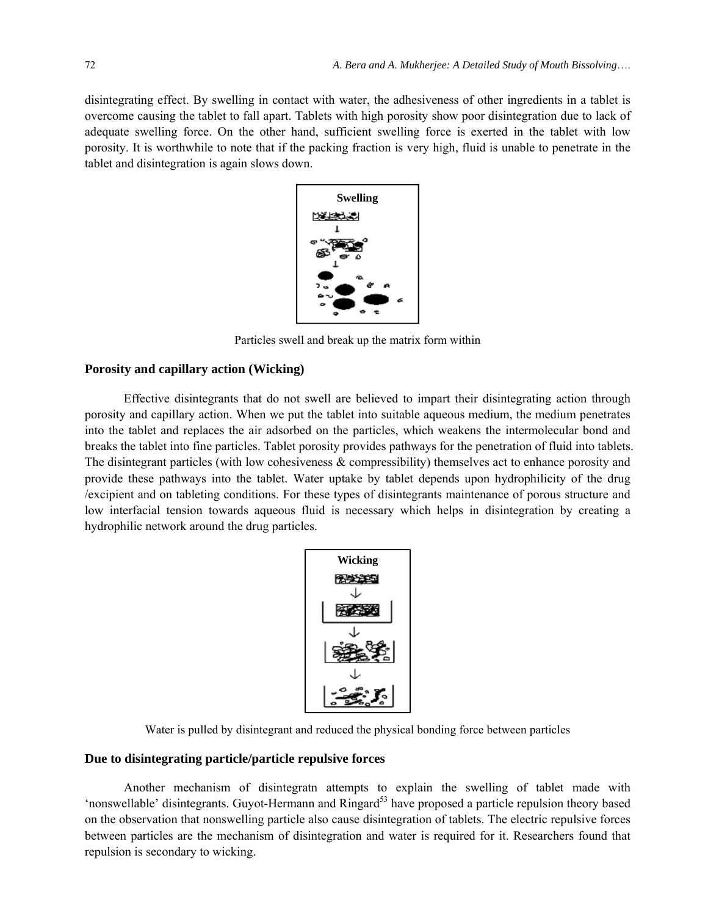disintegrating effect. By swelling in contact with water, the adhesiveness of other ingredients in a tablet is overcome causing the tablet to fall apart. Tablets with high porosity show poor disintegration due to lack of adequate swelling force. On the other hand, sufficient swelling force is exerted in the tablet with low porosity. It is worthwhile to note that if the packing fraction is very high, fluid is unable to penetrate in the tablet and disintegration is again slows down.

Particles swell and break up the matrix form within

### Porosity and capillary action (Wicking)

Effective disintegrants that do not swell are believed to impart their disintegrating action through porosity and capillary action. When we put the tablet into suitable aqueous medium, the medium penetrates into the tablet and replaces the air adsorbed on the particles, which weakens the intermolecular bond and breaks the tablet into fine particles. Tablet porosity provides pathways for the penetration of fluid into tablets. The disintegrant particles (with low cohesiveness & compressibility) themselves act to enhance porosity and provide these pathways into the tablet. Water uptake by tablet depends upon hydrophilicity of the drug /excipient and on tableting conditions. For these types of disintegrants maintenance of porous structure and low interfacial tension towards aqueous fluid is necessary which helps in disintegration by creating a hydrophilic network around the drug particles.

Water is pulled by disintegrant and reduced the physical bonding force between particles

### Due to disintegrating particle/particle repulsive forces

Another mechanism of disintegratn attempts to explain the swelling of tablet made with 'nonswellable' disintegrants. Guyot-Hermann and Ringard[53] have proposed a particle repulsion theory based on the observation that nonswelling particle also cause disintegration of tablets. The electric repulsive forces between particles are the mechanism of disintegration and water is required for it. Researchers found that repulsion is secondary to wicking.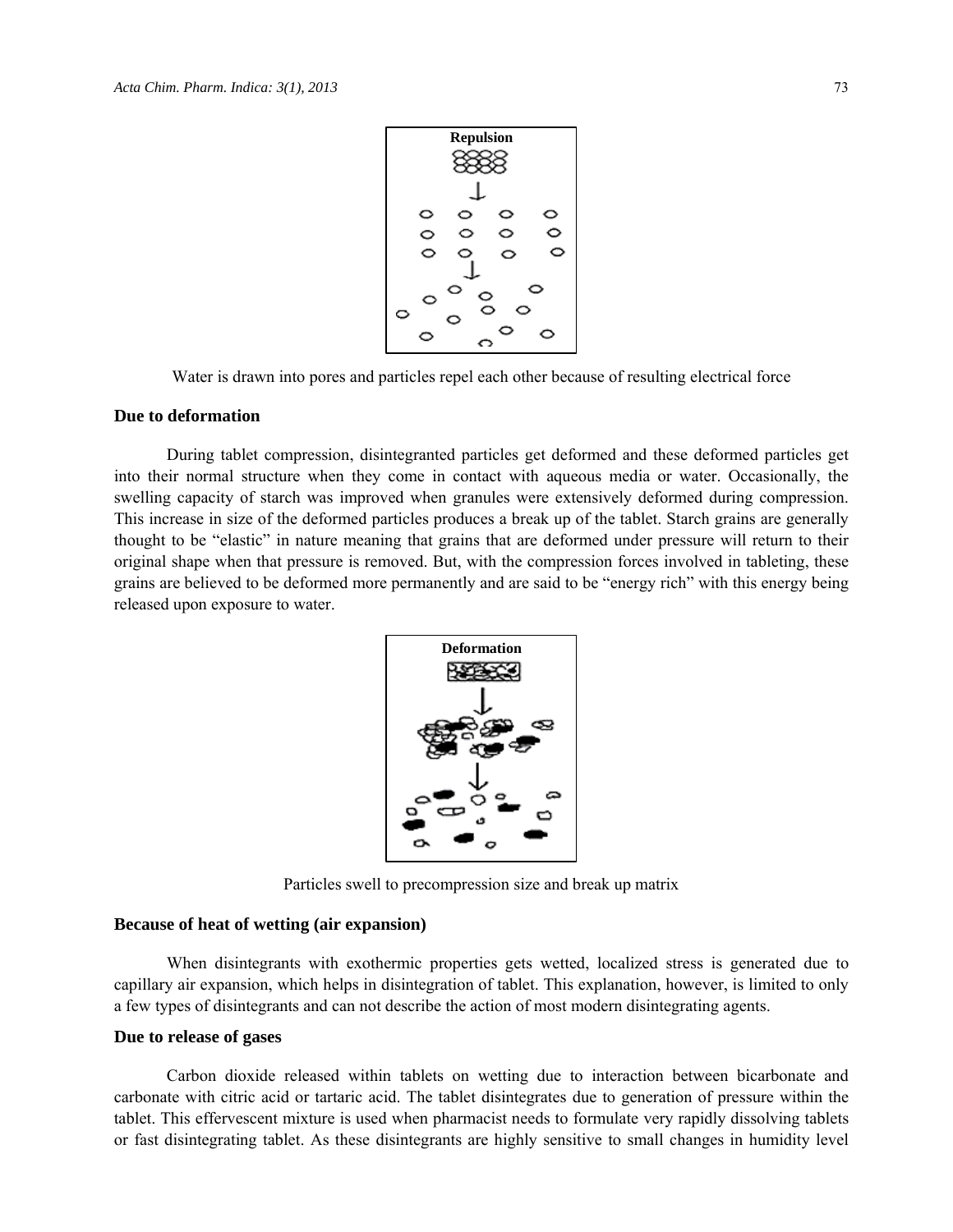Repulsion

Water is drawn into pores and particles repel each other because of resulting electrical force

### Due to deformation

During tablet compression, disintegranted particles get deformed and these deformed particles get into their normal structure when they come in contact with aqueous media or water. Occasionally, the swelling capacity of starch was improved when granules were extensively deformed during compression. This increase in size of the deformed particles produces a break up of the tablet. Starch grains are generally thought to be "elastic" in nature meaning that grains that are deformed under pressure will return to their original shape when that pressure is removed. But, with the compression forces involved in tableting, these grains are believed to be deformed more permanently and are said to be "energy rich" with this energy being released upon exposure to water.

Deformation

Particles swell to precompression size and break up matrix

### Because of heat of wetting (air expansion)

When disintegrants with exothermic properties gets wetted, localized stress is generated due to capillary air expansion, which helps in disintegration of tablet. This explanation, however, is limited to only a few types of disintegrants and can not describe the action of most modern disintegrating agents.

### Due to release of gases

Carbon dioxide released within tablets on wetting due to interaction between bicarbonate and carbonate with citric acid or tartaric acid. The tablet disintegrates due to generation of pressure within the tablet. This effervescent mixture is used when pharmacist needs to formulate very rapidly dissolving tablets or fast disintegrating tablet. As these disintegrants are highly sensitive to small changes in humidity level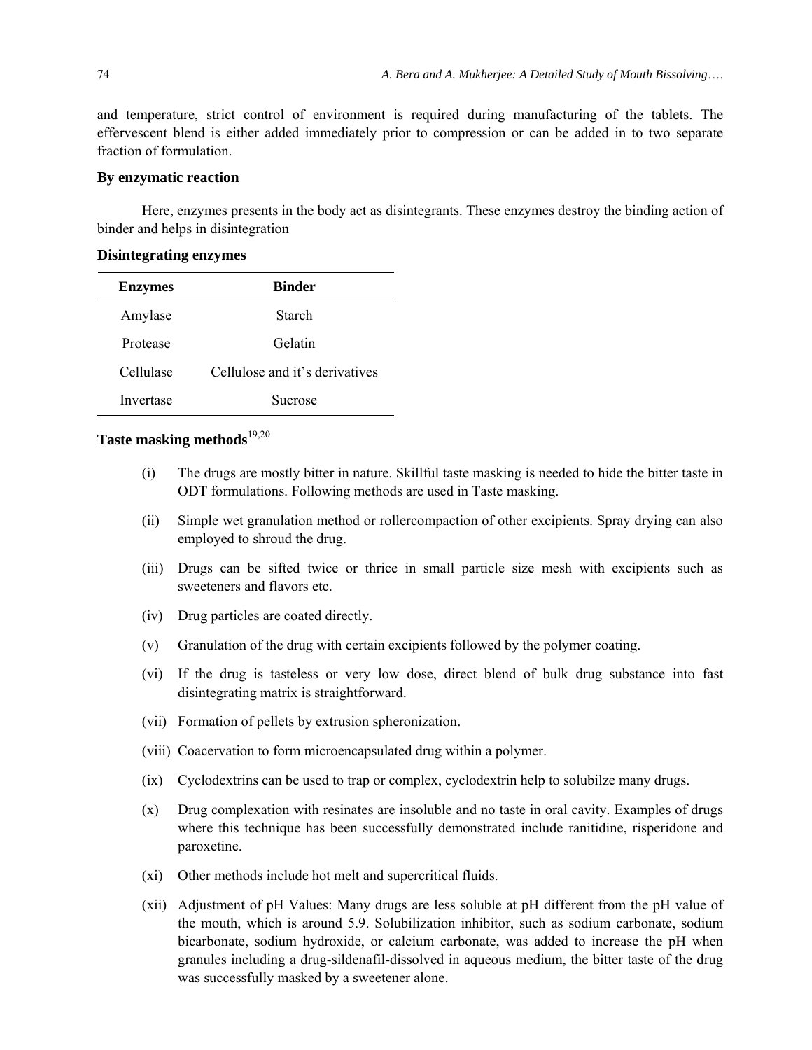and temperature, strict control of environment is required during manufacturing of the tablets. The effervescent blend is either added immediately prior to compression or can be added in to two separate fraction of formulation.

### By enzymatic reaction

Here, enzymes presents in the body act as disintegrants. These enzymes destroy the binding action of binder and helps in disintegration

### Disintegrating enzymes

| Enzymes | Binder |
|---|---|
| Amylase | Starch |
| Protease | Gelatin |
| Cellulase | Cellulose and it's derivatives |
| Invertase | Sucrose |

### Taste masking methods[19,20]

(i) The drugs are mostly bitter in nature. Skillful taste masking is needed to hide the bitter taste in ODT formulations. Following methods are used in Taste masking.

(ii) Simple wet granulation method or rollercompaction of other excipients. Spray drying can also employed to shroud the drug.

(iii) Drugs can be sifted twice or thrice in small particle size mesh with excipients such as sweeteners and flavors etc.

(iv) Drug particles are coated directly.

(v) Granulation of the drug with certain excipients followed by the polymer coating.

(vi) If the drug is tasteless or very low dose, direct blend of bulk drug substance into fast disintegrating matrix is straightforward.

(vii) Formation of pellets by extrusion spheronization.

(viii) Coacervation to form microencapsulated drug within a polymer.

(ix) Cyclodextrins can be used to trap or complex, cyclodextrin help to solubilze many drugs.

(x) Drug complexation with resinates are insoluble and no taste in oral cavity. Examples of drugs where this technique has been successfully demonstrated include ranitidine, risperidone and paroxetine.

(xi) Other methods include hot melt and supercritical fluids.

(xii) Adjustment of pH Values: Many drugs are less soluble at pH different from the pH value of the mouth, which is around 5.9. Solubilization inhibitor, such as sodium carbonate, sodium bicarbonate, sodium hydroxide, or calcium carbonate, was added to increase the pH when granules including a drug-sildenafil-dissolved in aqueous medium, the bitter taste of the drug was successfully masked by a sweetener alone.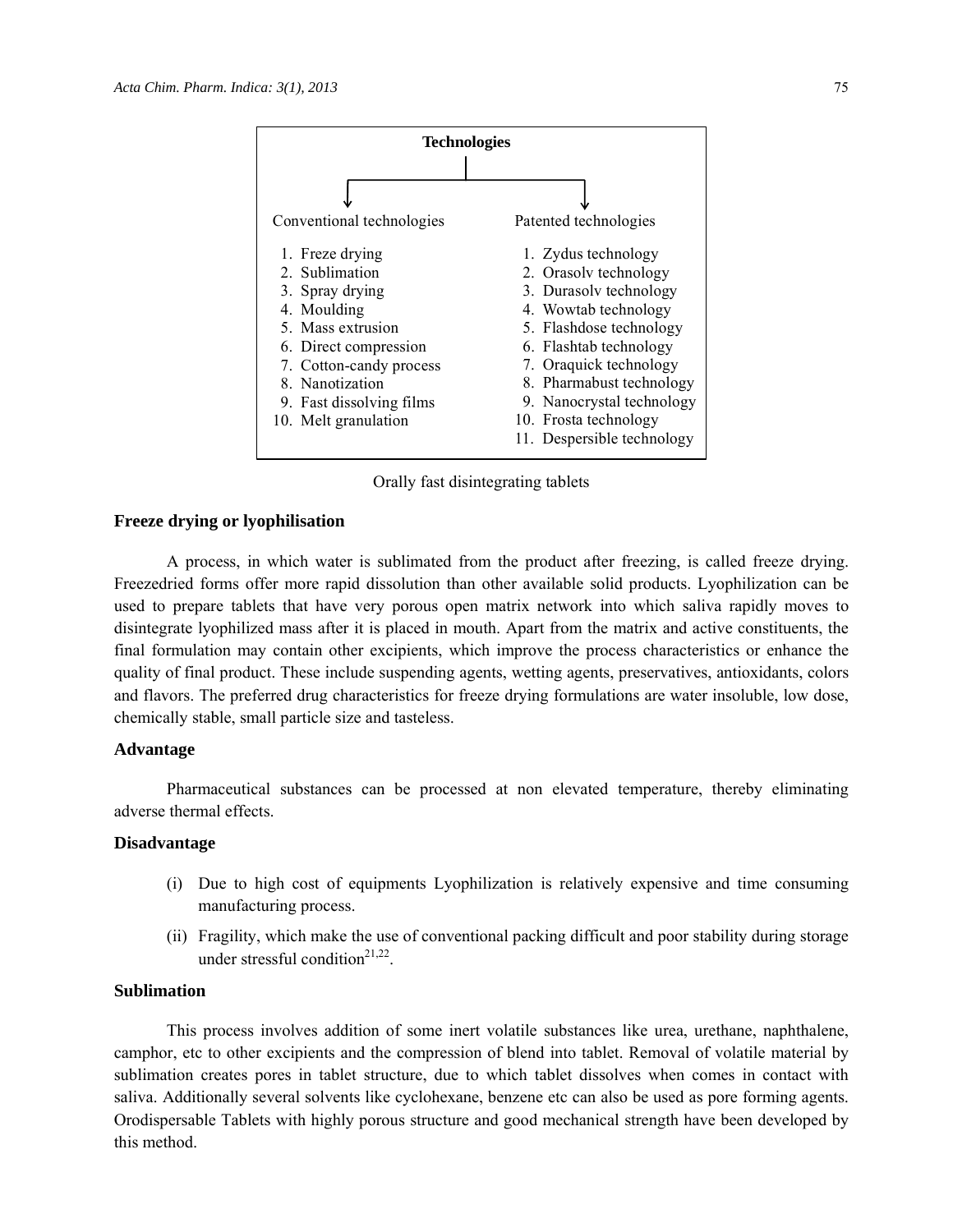**Technologies**

| Conventional technologies | Patented technologies |
|---|---|
| 1. Freeze drying | 1. Zydus technology |
| 2. Sublimation | 2. Orasolv technology |
| 3. Spray drying | 3. Durasolv technology |
| 4. Moulding | 4. Wowtab technology |
| 5. Mass extrusion | 5. Flashdose technology |
| 6. Direct compression | 6. Flashtab technology |
| 7. Cotton-candy process | 7. Oraquick technology |
| 8. Nanotization | 8. Pharmabust technology |
| 9. Fast dissolving films | 9. Nanocrystal technology |
| 10. Melt granulation | 10. Frosta technology |
| | 11. Despersible technology |

Orally fast disintegrating tablets

### Freeze drying or lyophilisation

A process, in which water is sublimated from the product after freezing, is called freeze drying. Freezedried forms offer more rapid dissolution than other available solid products. Lyophilization can be used to prepare tablets that have very porous open matrix network into which saliva rapidly moves to disintegrate lyophilized mass after it is placed in mouth. Apart from the matrix and active constituents, the final formulation may contain other excipients, which improve the process characteristics or enhance the quality of final product. These include suspending agents, wetting agents, preservatives, antioxidants, colors and flavors. The preferred drug characteristics for freeze drying formulations are water insoluble, low dose, chemically stable, small particle size and tasteless.

### Advantage

Pharmaceutical substances can be processed at non elevated temperature, thereby eliminating adverse thermal effects.

### Disadvantage

(i) Due to high cost of equipments Lyophilization is relatively expensive and time consuming manufacturing process.

(ii) Fragility, which make the use of conventional packing difficult and poor stability during storage under stressful condition[21,22].

### Sublimation

This process involves addition of some inert volatile substances like urea, urethane, naphthalene, camphor, etc to other excipients and the compression of blend into tablet. Removal of volatile material by sublimation creates pores in tablet structure, due to which tablet dissolves when comes in contact with saliva. Additionally several solvents like cyclohexane, benzene etc can also be used as pore forming agents. Orodispersable Tablets with highly porous structure and good mechanical strength have been developed by this method.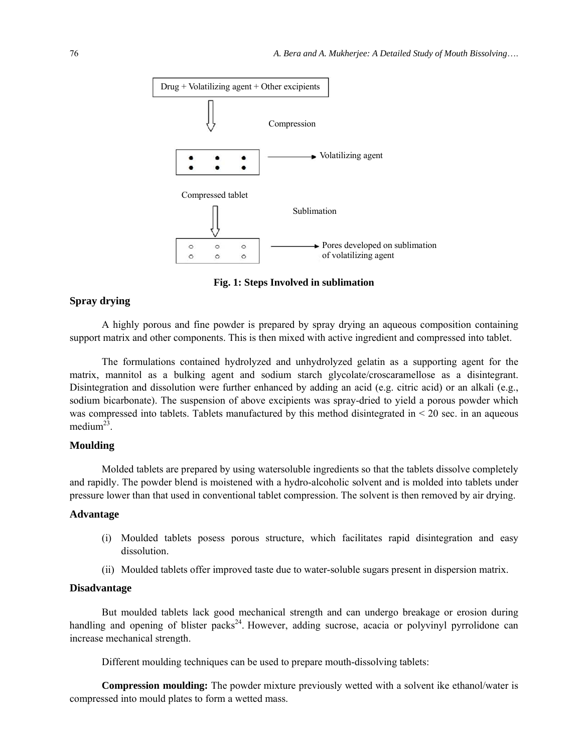Drug + Volatilizing agent + Other excipients

Compression

Volatilizing agent

Compressed tablet

Sublimation

Pores developed on sublimation of volatilizing agent

**Fig. 1: Steps Involved in sublimation**

### Spray drying

A highly porous and fine powder is prepared by spray drying an aqueous composition containing support matrix and other components. This is then mixed with active ingredient and compressed into tablet.

The formulations contained hydrolyzed and unhydrolyzed gelatin as a supporting agent for the matrix, mannitol as a bulking agent and sodium starch glycolate/croscaramellose as a disintegrant. Disintegration and dissolution were further enhanced by adding an acid (e.g. citric acid) or an alkali (e.g., sodium bicarbonate). The suspension of above excipients was spray-dried to yield a porous powder which was compressed into tablets. Tablets manufactured by this method disintegrated in < 20 sec. in an aqueous medium[23].

### Moulding

Molded tablets are prepared by using watersoluble ingredients so that the tablets dissolve completely and rapidly. The powder blend is moistened with a hydro-alcoholic solvent and is molded into tablets under pressure lower than that used in conventional tablet compression. The solvent is then removed by air drying.

### Advantage

(i) Moulded tablets posess porous structure, which facilitates rapid disintegration and easy dissolution.

(ii) Moulded tablets offer improved taste due to water-soluble sugars present in dispersion matrix.

### Disadvantage

But moulded tablets lack good mechanical strength and can undergo breakage or erosion during handling and opening of blister packs[24]. However, adding sucrose, acacia or polyvinyl pyrrolidone can increase mechanical strength.

Different moulding techniques can be used to prepare mouth-dissolving tablets:

**Compression moulding:** The powder mixture previously wetted with a solvent ike ethanol/water is compressed into mould plates to form a wetted mass.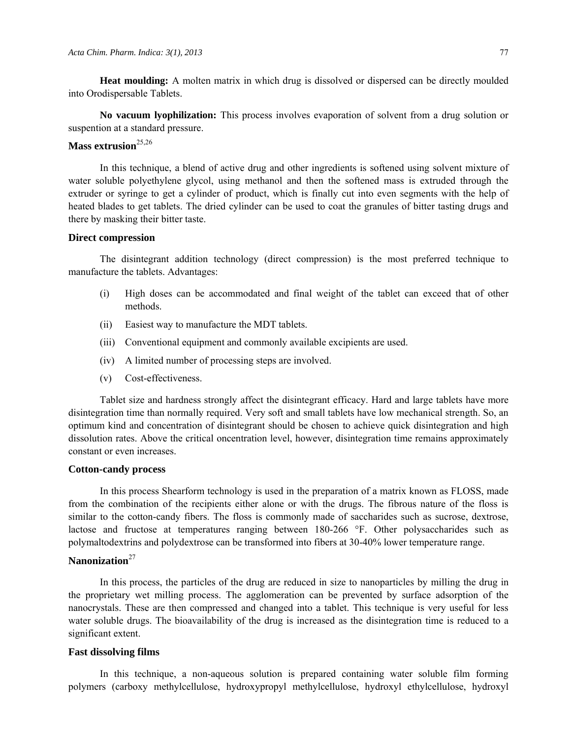**Heat moulding:** A molten matrix in which drug is dissolved or dispersed can be directly moulded into Orodispersable Tablets.

**No vacuum lyophilization:** This process involves evaporation of solvent from a drug solution or suspention at a standard pressure.

### Mass extrusion[25,26]

In this technique, a blend of active drug and other ingredients is softened using solvent mixture of water soluble polyethylene glycol, using methanol and then the softened mass is extruded through the extruder or syringe to get a cylinder of product, which is finally cut into even segments with the help of heated blades to get tablets. The dried cylinder can be used to coat the granules of bitter tasting drugs and there by masking their bitter taste.

### Direct compression

The disintegrant addition technology (direct compression) is the most preferred technique to manufacture the tablets. Advantages:

(i) High doses can be accommodated and final weight of the tablet can exceed that of other methods.

(ii) Easiest way to manufacture the MDT tablets.

(iii) Conventional equipment and commonly available excipients are used.

(iv) A limited number of processing steps are involved.

(v) Cost-effectiveness.

Tablet size and hardness strongly affect the disintegrant efficacy. Hard and large tablets have more disintegration time than normally required. Very soft and small tablets have low mechanical strength. So, an optimum kind and concentration of disintegrant should be chosen to achieve quick disintegration and high dissolution rates. Above the critical oncentration level, however, disintegration time remains approximately constant or even increases.

### Cotton-candy process

In this process Shearform technology is used in the preparation of a matrix known as FLOSS, made from the combination of the recipients either alone or with the drugs. The fibrous nature of the floss is similar to the cotton-candy fibers. The floss is commonly made of saccharides such as sucrose, dextrose, lactose and fructose at temperatures ranging between 180-266 °F. Other polysaccharides such as polymaltodextrins and polydextrose can be transformed into fibers at 30-40% lower temperature range.

### Nanonization[27]

In this process, the particles of the drug are reduced in size to nanoparticles by milling the drug in the proprietary wet milling process. The agglomeration can be prevented by surface adsorption of the nanocrystals. These are then compressed and changed into a tablet. This technique is very useful for less water soluble drugs. The bioavailability of the drug is increased as the disintegration time is reduced to a significant extent.

### Fast dissolving films

In this technique, a non-aqueous solution is prepared containing water soluble film forming polymers (carboxy methylcellulose, hydroxypropyl methylcellulose, hydroxyl ethylcellulose, hydroxyl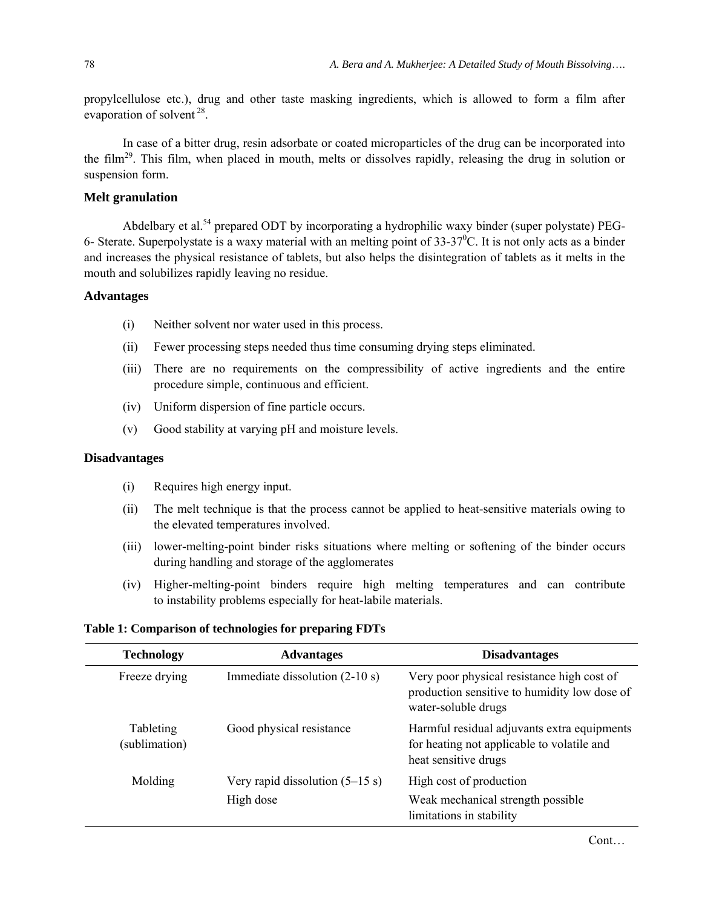propylcellulose etc.), drug and other taste masking ingredients, which is allowed to form a film after evaporation of solvent [28].

In case of a bitter drug, resin adsorbate or coated microparticles of the drug can be incorporated into the film[29]. This film, when placed in mouth, melts or dissolves rapidly, releasing the drug in solution or suspension form.

### Melt granulation

Abdelbary et al.[54] prepared ODT by incorporating a hydrophilic waxy binder (super polystate) PEG-6- Sterate. Superpolystate is a waxy material with an melting point of 33-37$^0$C. It is not only acts as a binder and increases the physical resistance of tablets, but also helps the disintegration of tablets as it melts in the mouth and solubilizes rapidly leaving no residue.

### Advantages

(i) Neither solvent nor water used in this process.

(ii) Fewer processing steps needed thus time consuming drying steps eliminated.

(iii) There are no requirements on the compressibility of active ingredients and the entire procedure simple, continuous and efficient.

(iv) Uniform dispersion of fine particle occurs.

(v) Good stability at varying pH and moisture levels.

### Disadvantages

(i) Requires high energy input.

(ii) The melt technique is that the process cannot be applied to heat-sensitive materials owing to the elevated temperatures involved.

(iii) lower-melting-point binder risks situations where melting or softening of the binder occurs during handling and storage of the agglomerates

(iv) Higher-melting-point binders require high melting temperatures and can contribute to instability problems especially for heat-labile materials.

**Table 1: Comparison of technologies for preparing FDTs**

| Technology | Advantages | Disadvantages |
|---|---|---|
| Freeze drying | Immediate dissolution (2-10 s) | Very poor physical resistance high cost of production sensitive to humidity low dose of water-soluble drugs |
| Tableting (sublimation) | Good physical resistance | Harmful residual adjuvants extra equipments for heating not applicable to volatile and heat sensitive drugs |
| Molding | Very rapid dissolution (5–15 s)<br>High dose | High cost of production<br>Weak mechanical strength possible limitations in stability |

Cont…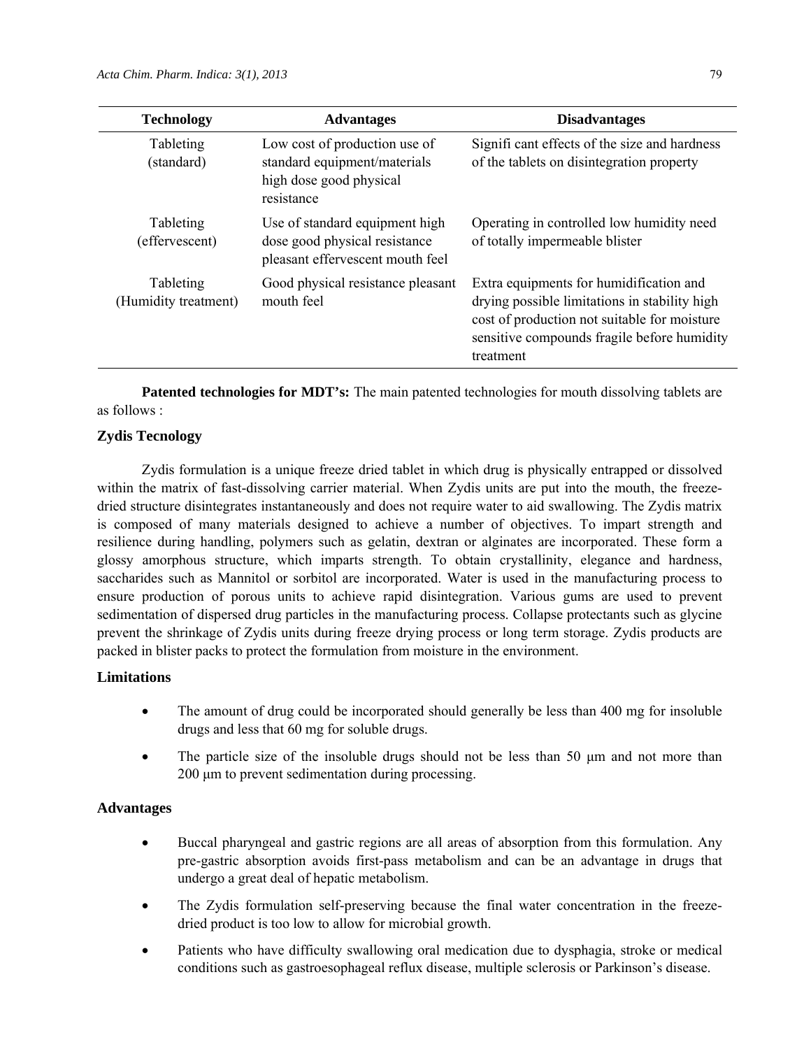| Technology | Advantages | Disadvantages |
|---|---|---|
| Tableting (standard) | Low cost of production use of standard equipment/materials high dose good physical resistance | Signifi cant effects of the size and hardness of the tablets on disintegration property |
| Tableting (effervescent) | Use of standard equipment high dose good physical resistance pleasant effervescent mouth feel | Operating in controlled low humidity need of totally impermeable blister |
| Tableting (Humidity treatment) | Good physical resistance pleasant mouth feel | Extra equipments for humidification and drying possible limitations in stability high cost of production not suitable for moisture sensitive compounds fragile before humidity treatment |

**Patented technologies for MDT's:** The main patented technologies for mouth dissolving tablets are as follows :

### Zydis Tecnology

Zydis formulation is a unique freeze dried tablet in which drug is physically entrapped or dissolved within the matrix of fast-dissolving carrier material. When Zydis units are put into the mouth, the freeze-dried structure disintegrates instantaneously and does not require water to aid swallowing. The Zydis matrix is composed of many materials designed to achieve a number of objectives. To impart strength and resilience during handling, polymers such as gelatin, dextran or alginates are incorporated. These form a glossy amorphous structure, which imparts strength. To obtain crystallinity, elegance and hardness, saccharides such as Mannitol or sorbitol are incorporated. Water is used in the manufacturing process to ensure production of porous units to achieve rapid disintegration. Various gums are used to prevent sedimentation of dispersed drug particles in the manufacturing process. Collapse protectants such as glycine prevent the shrinkage of Zydis units during freeze drying process or long term storage. Zydis products are packed in blister packs to protect the formulation from moisture in the environment.

### Limitations

- The amount of drug could be incorporated should generally be less than 400 mg for insoluble drugs and less that 60 mg for soluble drugs.
- The particle size of the insoluble drugs should not be less than 50 μm and not more than 200 μm to prevent sedimentation during processing.

### Advantages

- Buccal pharyngeal and gastric regions are all areas of absorption from this formulation. Any pre-gastric absorption avoids first-pass metabolism and can be an advantage in drugs that undergo a great deal of hepatic metabolism.
- The Zydis formulation self-preserving because the final water concentration in the freeze-dried product is too low to allow for microbial growth.
- Patients who have difficulty swallowing oral medication due to dysphagia, stroke or medical conditions such as gastroesophageal reflux disease, multiple sclerosis or Parkinson's disease.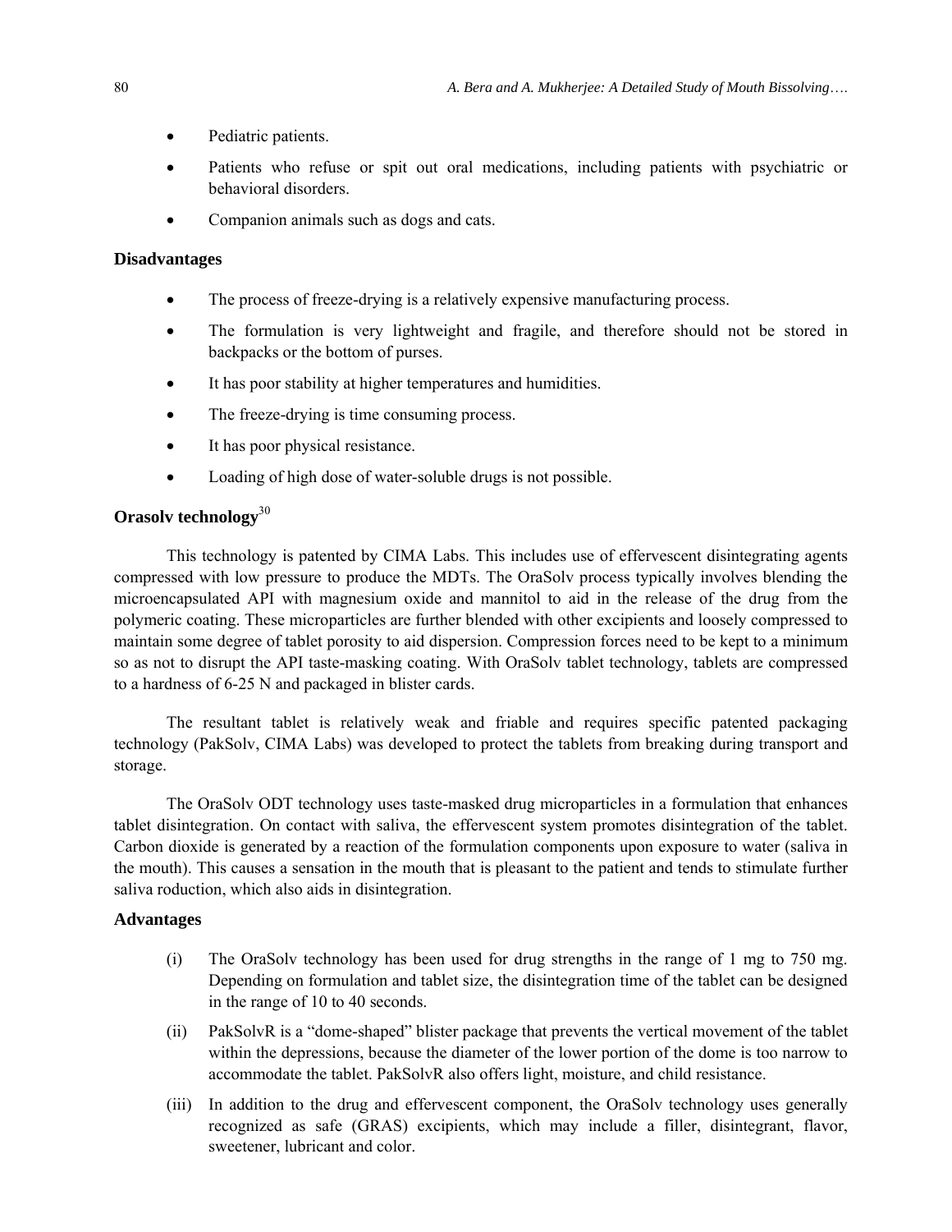- Pediatric patients.
- Patients who refuse or spit out oral medications, including patients with psychiatric or behavioral disorders.
- Companion animals such as dogs and cats.

### Disadvantages

- The process of freeze-drying is a relatively expensive manufacturing process.
- The formulation is very lightweight and fragile, and therefore should not be stored in backpacks or the bottom of purses.
- It has poor stability at higher temperatures and humidities.
- The freeze-drying is time consuming process.
- It has poor physical resistance.
- Loading of high dose of water-soluble drugs is not possible.

### Orasolv technology[30]

This technology is patented by CIMA Labs. This includes use of effervescent disintegrating agents compressed with low pressure to produce the MDTs. The OraSolv process typically involves blending the microencapsulated API with magnesium oxide and mannitol to aid in the release of the drug from the polymeric coating. These microparticles are further blended with other excipients and loosely compressed to maintain some degree of tablet porosity to aid dispersion. Compression forces need to be kept to a minimum so as not to disrupt the API taste-masking coating. With OraSolv tablet technology, tablets are compressed to a hardness of 6-25 N and packaged in blister cards.

The resultant tablet is relatively weak and friable and requires specific patented packaging technology (PakSolv, CIMA Labs) was developed to protect the tablets from breaking during transport and storage.

The OraSolv ODT technology uses taste-masked drug microparticles in a formulation that enhances tablet disintegration. On contact with saliva, the effervescent system promotes disintegration of the tablet. Carbon dioxide is generated by a reaction of the formulation components upon exposure to water (saliva in the mouth). This causes a sensation in the mouth that is pleasant to the patient and tends to stimulate further saliva roduction, which also aids in disintegration.

### Advantages

(i) The OraSolv technology has been used for drug strengths in the range of 1 mg to 750 mg. Depending on formulation and tablet size, the disintegration time of the tablet can be designed in the range of 10 to 40 seconds.

(ii) PakSolvR is a "dome-shaped" blister package that prevents the vertical movement of the tablet within the depressions, because the diameter of the lower portion of the dome is too narrow to accommodate the tablet. PakSolvR also offers light, moisture, and child resistance.

(iii) In addition to the drug and effervescent component, the OraSolv technology uses generally recognized as safe (GRAS) excipients, which may include a filler, disintegrant, flavor, sweetener, lubricant and color.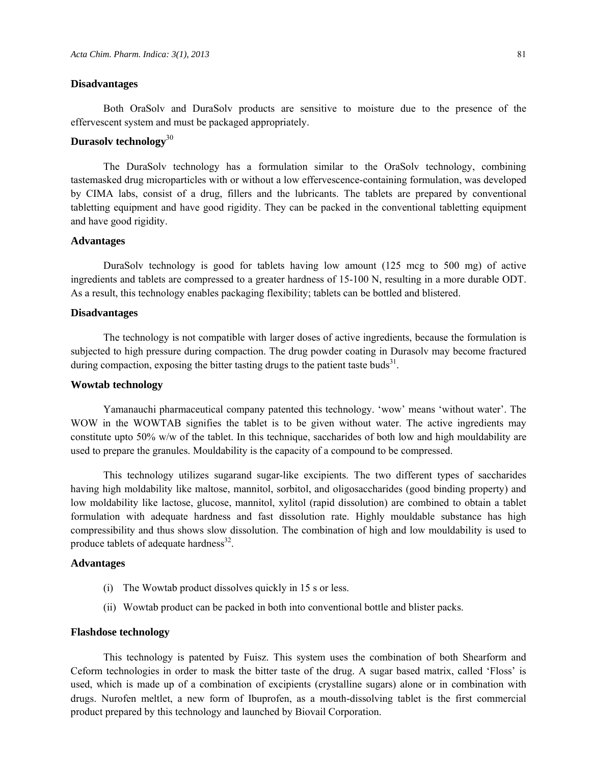### Disadvantages

Both OraSolv and DuraSolv products are sensitive to moisture due to the presence of the effervescent system and must be packaged appropriately.

### Durasolv technology[30]

The DuraSolv technology has a formulation similar to the OraSolv technology, combining tastemasked drug microparticles with or without a low effervescence-containing formulation, was developed by CIMA labs, consist of a drug, fillers and the lubricants. The tablets are prepared by conventional tabletting equipment and have good rigidity. They can be packed in the conventional tabletting equipment and have good rigidity.

### Advantages

DuraSolv technology is good for tablets having low amount (125 mcg to 500 mg) of active ingredients and tablets are compressed to a greater hardness of 15-100 N, resulting in a more durable ODT. As a result, this technology enables packaging flexibility; tablets can be bottled and blistered.

### Disadvantages

The technology is not compatible with larger doses of active ingredients, because the formulation is subjected to high pressure during compaction. The drug powder coating in Durasolv may become fractured during compaction, exposing the bitter tasting drugs to the patient taste buds[31].

### Wowtab technology

Yamanauchi pharmaceutical company patented this technology. 'wow' means 'without water'. The WOW in the WOWTAB signifies the tablet is to be given without water. The active ingredients may constitute upto 50% w/w of the tablet. In this technique, saccharides of both low and high mouldability are used to prepare the granules. Mouldability is the capacity of a compound to be compressed.

This technology utilizes sugarand sugar-like excipients. The two different types of saccharides having high moldability like maltose, mannitol, sorbitol, and oligosaccharides (good binding property) and low moldability like lactose, glucose, mannitol, xylitol (rapid dissolution) are combined to obtain a tablet formulation with adequate hardness and fast dissolution rate. Highly mouldable substance has high compressibility and thus shows slow dissolution. The combination of high and low mouldability is used to produce tablets of adequate hardness[32].

### Advantages

(i) The Wowtab product dissolves quickly in 15 s or less.

(ii) Wowtab product can be packed in both into conventional bottle and blister packs.

### Flashdose technology

This technology is patented by Fuisz. This system uses the combination of both Shearform and Ceform technologies in order to mask the bitter taste of the drug. A sugar based matrix, called 'Floss' is used, which is made up of a combination of excipients (crystalline sugars) alone or in combination with drugs. Nurofen meltlet, a new form of Ibuprofen, as a mouth-dissolving tablet is the first commercial product prepared by this technology and launched by Biovail Corporation.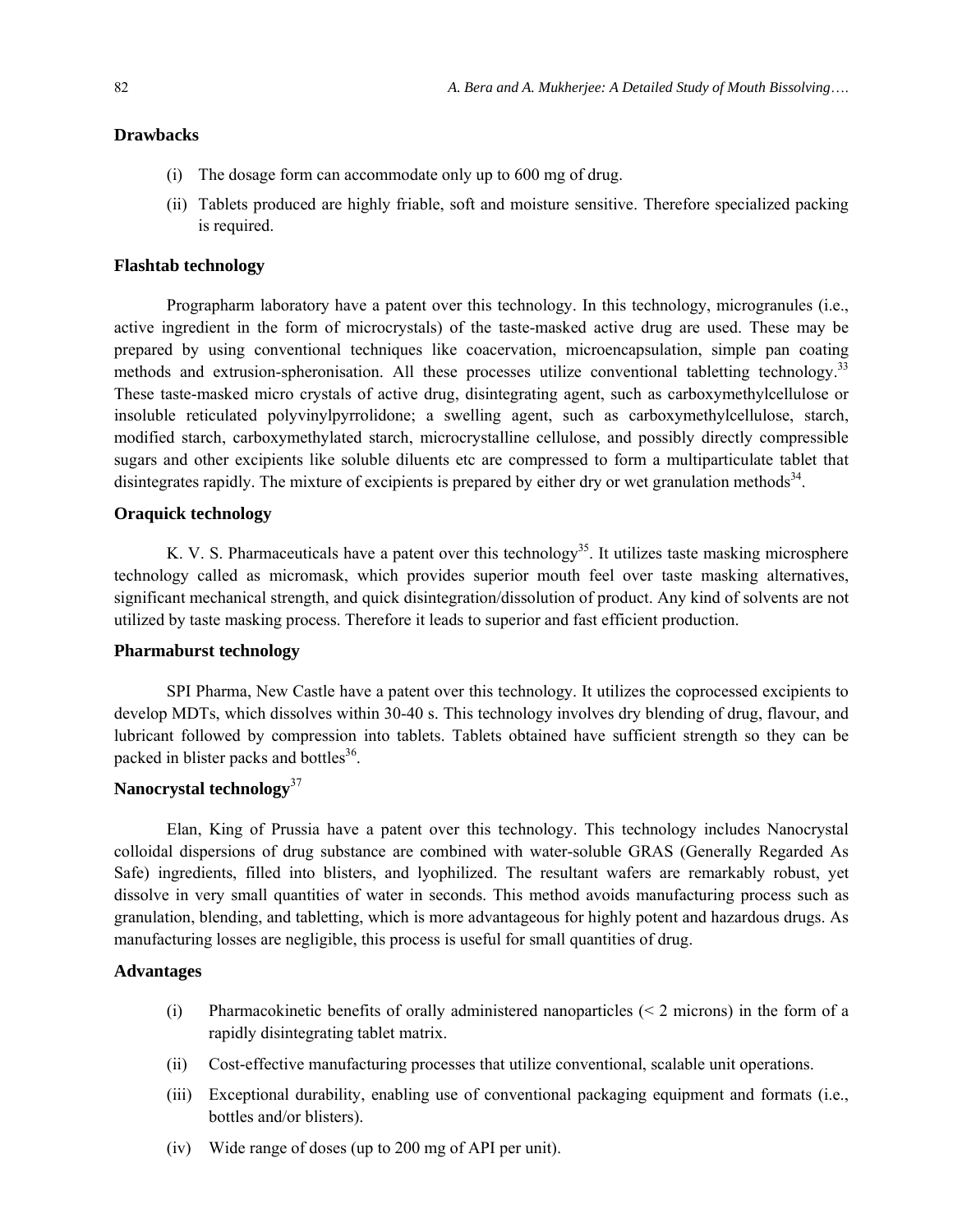### Drawbacks

(i) The dosage form can accommodate only up to 600 mg of drug.

(ii) Tablets produced are highly friable, soft and moisture sensitive. Therefore specialized packing is required.

### Flashtab technology

Prographarm laboratory have a patent over this technology. In this technology, microgranules (i.e., active ingredient in the form of microcrystals) of the taste-masked active drug are used. These may be prepared by using conventional techniques like coacervation, microencapsulation, simple pan coating methods and extrusion-spheronisation. All these processes utilize conventional tabletting technology.[33] These taste-masked micro crystals of active drug, disintegrating agent, such as carboxymethylcellulose or insoluble reticulated polyvinylpyrrolidone; a swelling agent, such as carboxymethylcellulose, starch, modified starch, carboxymethylated starch, microcrystalline cellulose, and possibly directly compressible sugars and other excipients like soluble diluents etc are compressed to form a multiparticulate tablet that disintegrates rapidly. The mixture of excipients is prepared by either dry or wet granulation methods[34].

### Oraquick technology

K. V. S. Pharmaceuticals have a patent over this technology[35]. It utilizes taste masking microsphere technology called as micromask, which provides superior mouth feel over taste masking alternatives, significant mechanical strength, and quick disintegration/dissolution of product. Any kind of solvents are not utilized by taste masking process. Therefore it leads to superior and fast efficient production.

### Pharmaburst technology

SPI Pharma, New Castle have a patent over this technology. It utilizes the coprocessed excipients to develop MDTs, which dissolves within 30-40 s. This technology involves dry blending of drug, flavour, and lubricant followed by compression into tablets. Tablets obtained have sufficient strength so they can be packed in blister packs and bottles[36].

### Nanocrystal technology[37]

Elan, King of Prussia have a patent over this technology. This technology includes Nanocrystal colloidal dispersions of drug substance are combined with water-soluble GRAS (Generally Regarded As Safe) ingredients, filled into blisters, and lyophilized. The resultant wafers are remarkably robust, yet dissolve in very small quantities of water in seconds. This method avoids manufacturing process such as granulation, blending, and tabletting, which is more advantageous for highly potent and hazardous drugs. As manufacturing losses are negligible, this process is useful for small quantities of drug.

### Advantages

(i) Pharmacokinetic benefits of orally administered nanoparticles (< 2 microns) in the form of a rapidly disintegrating tablet matrix.

(ii) Cost-effective manufacturing processes that utilize conventional, scalable unit operations.

(iii) Exceptional durability, enabling use of conventional packaging equipment and formats (i.e., bottles and/or blisters).

(iv) Wide range of doses (up to 200 mg of API per unit).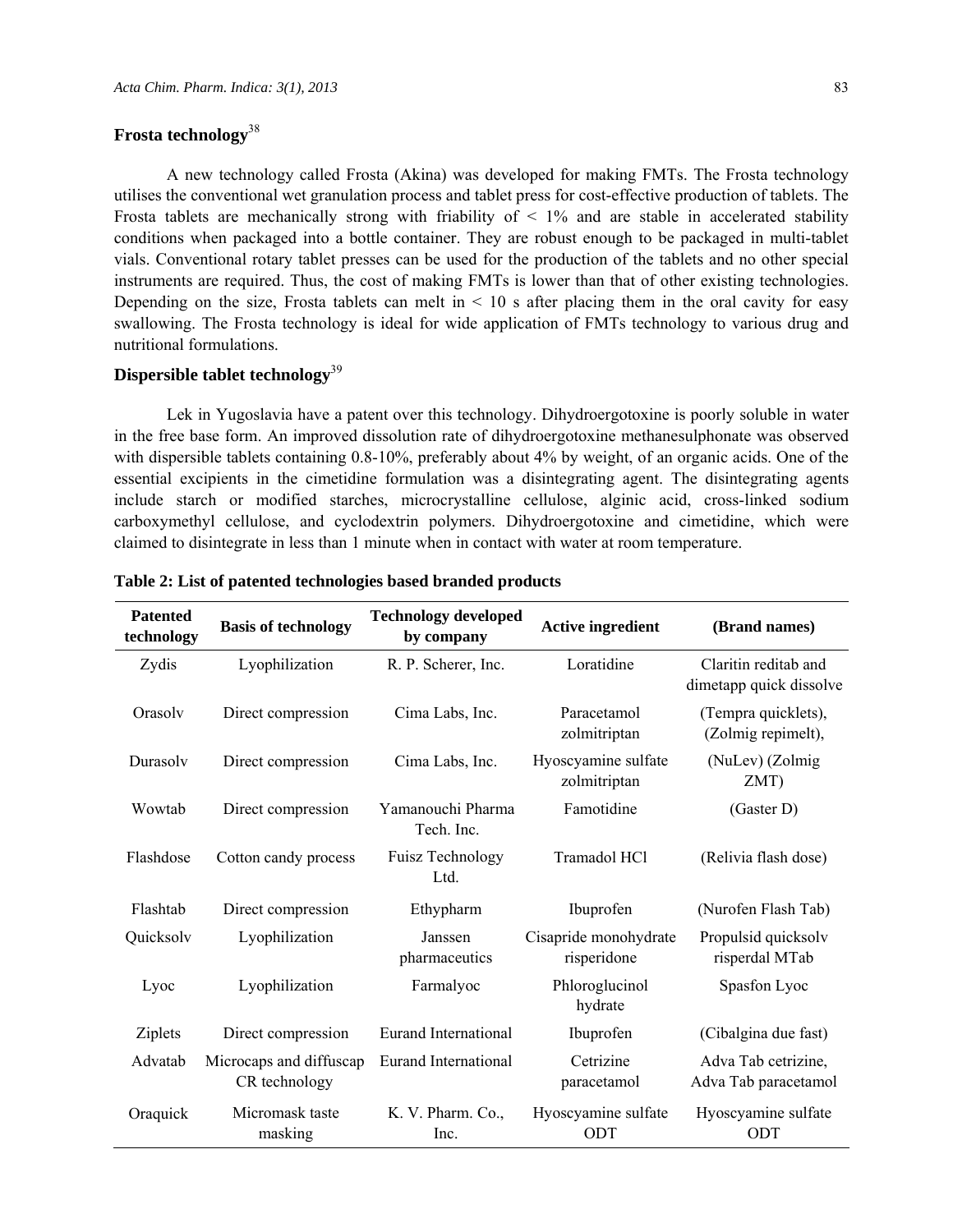## Frosta technology[38]

A new technology called Frosta (Akina) was developed for making FMTs. The Frosta technology utilises the conventional wet granulation process and tablet press for cost-effective production of tablets. The Frosta tablets are mechanically strong with friability of < 1% and are stable in accelerated stability conditions when packaged into a bottle container. They are robust enough to be packaged in multi-tablet vials. Conventional rotary tablet presses can be used for the production of the tablets and no other special instruments are required. Thus, the cost of making FMTs is lower than that of other existing technologies. Depending on the size, Frosta tablets can melt in < 10 s after placing them in the oral cavity for easy swallowing. The Frosta technology is ideal for wide application of FMTs technology to various drug and nutritional formulations.

## Dispersible tablet technology[39]

Lek in Yugoslavia have a patent over this technology. Dihydroergotoxine is poorly soluble in water in the free base form. An improved dissolution rate of dihydroergotoxine methanesulphonate was observed with dispersible tablets containing 0.8-10%, preferably about 4% by weight, of an organic acids. One of the essential excipients in the cimetidine formulation was a disintegrating agent. The disintegrating agents include starch or modified starches, microcrystalline cellulose, alginic acid, cross-linked sodium carboxymethyl cellulose, and cyclodextrin polymers. Dihydroergotoxine and cimetidine, which were claimed to disintegrate in less than 1 minute when in contact with water at room temperature.

**Table 2: List of patented technologies based branded products**

| Patented technology | Basis of technology | Technology developed by company | Active ingredient | (Brand names) |
|---|---|---|---|---|
| Zydis | Lyophilization | R. P. Scherer, Inc. | Loratidine | Claritin reditab and dimetapp quick dissolve |
| Orasolv | Direct compression | Cima Labs, Inc. | Paracetamol zolmitriptan | (Tempra quicklets), (Zolmig repimelt), |
| Durasolv | Direct compression | Cima Labs, Inc. | Hyoscyamine sulfate zolmitriptan | (NuLev) (Zolmig ZMT) |
| Wowtab | Direct compression | Yamanouchi Pharma Tech. Inc. | Famotidine | (Gaster D) |
| Flashdose | Cotton candy process | Fuisz Technology Ltd. | Tramadol HCl | (Relivia flash dose) |
| Flashtab | Direct compression | Ethypharm | Ibuprofen | (Nurofen Flash Tab) |
| Quicksolv | Lyophilization | Janssen pharmaceutics | Cisapride monohydrate risperidone | Propulsid quicksolv risperdal MTab |
| Lyoc | Lyophilization | Farmalyoc | Phloroglucinol hydrate | Spasfon Lyoc |
| Ziplets | Direct compression | Eurand International | Ibuprofen | (Cibalgina due fast) |
| Advatab | Microcaps and diffuscap CR technology | Eurand International | Cetrizine paracetamol | Adva Tab cetrizine, Adva Tab paracetamol |
| Oraquick | Micromask taste masking | K. V. Pharm. Co., Inc. | Hyoscyamine sulfate ODT | Hyoscyamine sulfate ODT |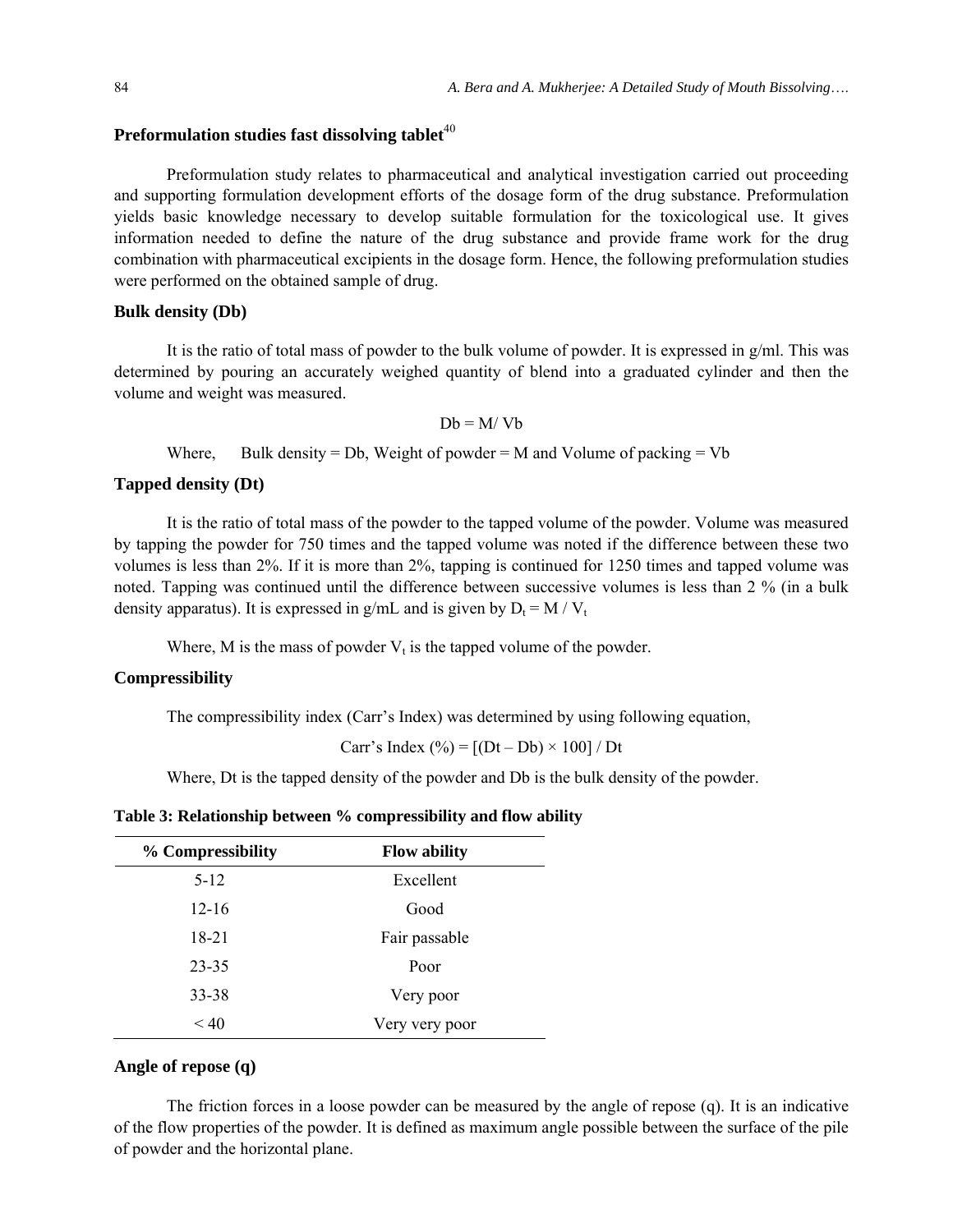### Preformulation studies fast dissolving tablet[40]

Preformulation study relates to pharmaceutical and analytical investigation carried out proceeding and supporting formulation development efforts of the dosage form of the drug substance. Preformulation yields basic knowledge necessary to develop suitable formulation for the toxicological use. It gives information needed to define the nature of the drug substance and provide frame work for the drug combination with pharmaceutical excipients in the dosage form. Hence, the following preformulation studies were performed on the obtained sample of drug.

### Bulk density (Db)

It is the ratio of total mass of powder to the bulk volume of powder. It is expressed in g/ml. This was determined by pouring an accurately weighed quantity of blend into a graduated cylinder and then the volume and weight was measured.

$$Db = M/ Vb$$

Where, Bulk density = Db, Weight of powder = M and Volume of packing = Vb

### Tapped density (Dt)

It is the ratio of total mass of the powder to the tapped volume of the powder. Volume was measured by tapping the powder for 750 times and the tapped volume was noted if the difference between these two volumes is less than 2%. If it is more than 2%, tapping is continued for 1250 times and tapped volume was noted. Tapping was continued until the difference between successive volumes is less than 2 % (in a bulk density apparatus). It is expressed in g/mL and is given by $D_t = M / V_t$

Where, M is the mass of powder $V_t$ is the tapped volume of the powder.

### Compressibility

The compressibility index (Carr's Index) was determined by using following equation,

$$\text{Carr's Index } (\%) = [(Dt – Db) \times 100] / Dt$$

Where, Dt is the tapped density of the powder and Db is the bulk density of the powder.

**Table 3: Relationship between % compressibility and flow ability**

| % Compressibility | Flow ability |
|---|---|
| 5-12 | Excellent |
| 12-16 | Good |
| 18-21 | Fair passable |
| 23-35 | Poor |
| 33-38 | Very poor |
| < 40 | Very very poor |

### Angle of repose (q)

The friction forces in a loose powder can be measured by the angle of repose (q). It is an indicative of the flow properties of the powder. It is defined as maximum angle possible between the surface of the pile of powder and the horizontal plane.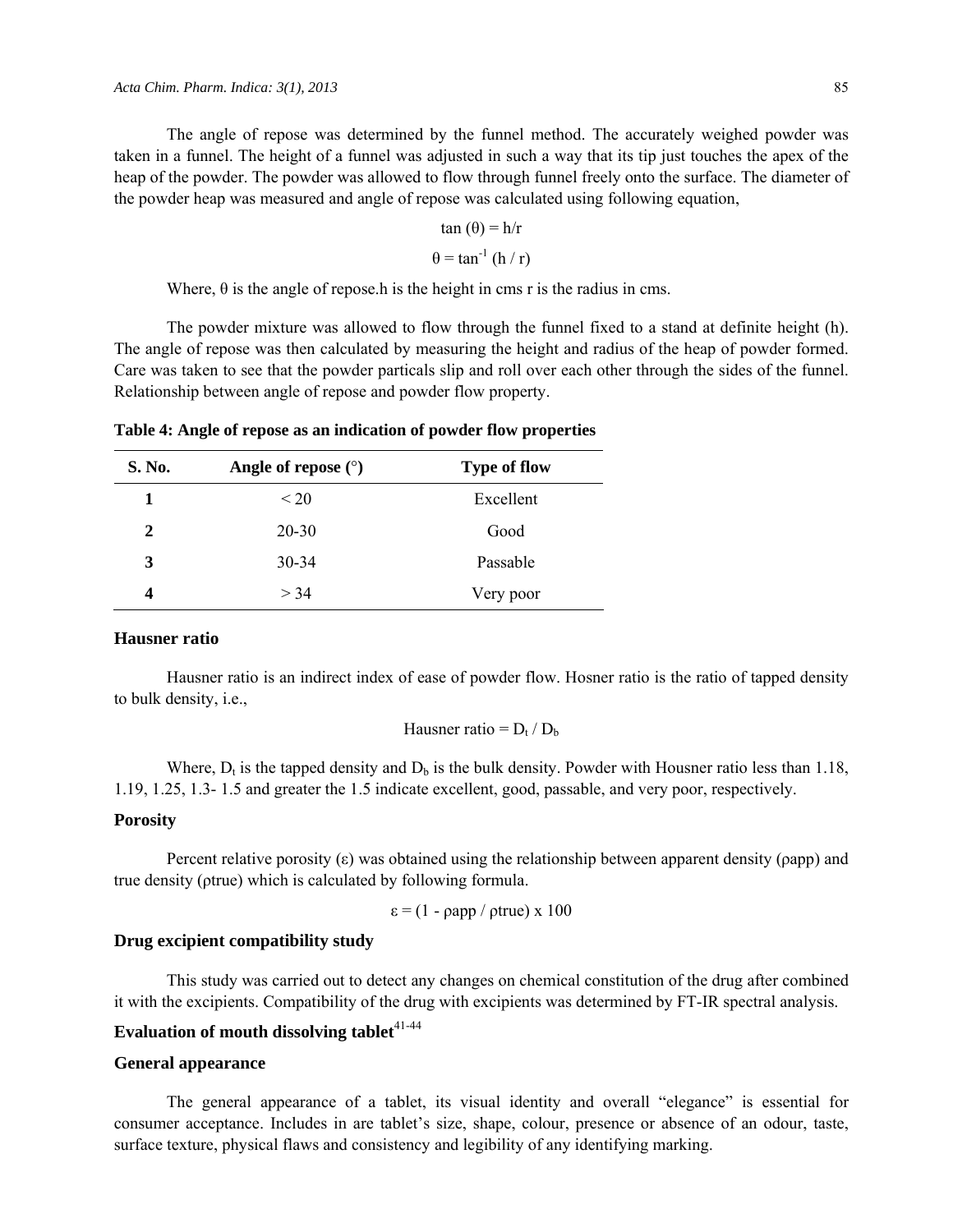The angle of repose was determined by the funnel method. The accurately weighed powder was taken in a funnel. The height of a funnel was adjusted in such a way that its tip just touches the apex of the heap of the powder. The powder was allowed to flow through funnel freely onto the surface. The diameter of the powder heap was measured and angle of repose was calculated using following equation,

$$\tan(\theta) = h/r$$

$$\theta = \tan^{-1}(h / r)$$

Where, θ is the angle of repose.h is the height in cms r is the radius in cms.

The powder mixture was allowed to flow through the funnel fixed to a stand at definite height (h). The angle of repose was then calculated by measuring the height and radius of the heap of powder formed. Care was taken to see that the powder particals slip and roll over each other through the sides of the funnel. Relationship between angle of repose and powder flow property.

**Table 4: Angle of repose as an indication of powder flow properties**

| S. No. | Angle of repose (°) | Type of flow |
|---|---|---|
| **1** | < 20 | Excellent |
| **2** | 20-30 | Good |
| **3** | 30-34 | Passable |
| **4** | > 34 | Very poor |

### Hausner ratio

Hausner ratio is an indirect index of ease of powder flow. Hosner ratio is the ratio of tapped density to bulk density, i.e.,

$$\text{Hausner ratio} = D_t / D_b$$

Where, $D_t$ is the tapped density and $D_b$ is the bulk density. Powder with Housner ratio less than 1.18, 1.19, 1.25, 1.3- 1.5 and greater the 1.5 indicate excellent, good, passable, and very poor, respectively.

### Porosity

Percent relative porosity (ε) was obtained using the relationship between apparent density (ρapp) and true density (ρtrue) which is calculated by following formula.

$$\varepsilon = (1 - \rho app / \rho true) \times 100$$

### Drug excipient compatibility study

This study was carried out to detect any changes on chemical constitution of the drug after combined it with the excipients. Compatibility of the drug with excipients was determined by FT-IR spectral analysis.

### Evaluation of mouth dissolving tablet[41-44]

### General appearance

The general appearance of a tablet, its visual identity and overall "elegance" is essential for consumer acceptance. Includes in are tablet's size, shape, colour, presence or absence of an odour, taste, surface texture, physical flaws and consistency and legibility of any identifying marking.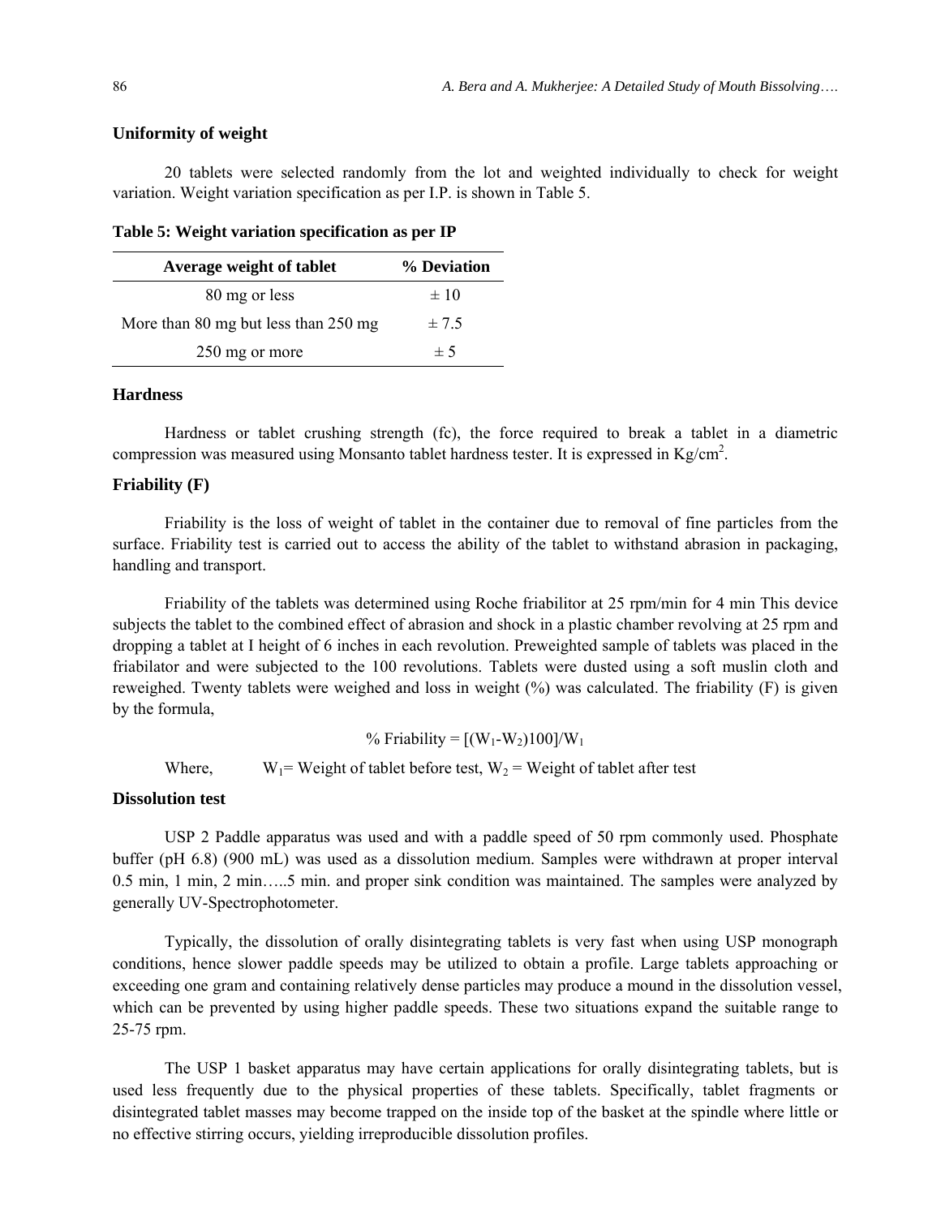### Uniformity of weight

20 tablets were selected randomly from the lot and weighted individually to check for weight variation. Weight variation specification as per I.P. is shown in Table 5.

**Table 5: Weight variation specification as per IP**

| Average weight of tablet | % Deviation |
|---|---|
| 80 mg or less | ± 10 |
| More than 80 mg but less than 250 mg | ± 7.5 |
| 250 mg or more | ± 5 |

### Hardness

Hardness or tablet crushing strength (fc), the force required to break a tablet in a diametric compression was measured using Monsanto tablet hardness tester. It is expressed in $Kg/cm^2$.

### Friability (F)

Friability is the loss of weight of tablet in the container due to removal of fine particles from the surface. Friability test is carried out to access the ability of the tablet to withstand abrasion in packaging, handling and transport.

Friability of the tablets was determined using Roche friabilitor at 25 rpm/min for 4 min This device subjects the tablet to the combined effect of abrasion and shock in a plastic chamber revolving at 25 rpm and dropping a tablet at I height of 6 inches in each revolution. Preweighted sample of tablets was placed in the friabilator and were subjected to the 100 revolutions. Tablets were dusted using a soft muslin cloth and reweighed. Twenty tablets were weighed and loss in weight (%) was calculated. The friability (F) is given by the formula,

$$\% \text{ Friability} = [(W_1 - W_2)100]/W_1$$

Where, $W_1$ = Weight of tablet before test, $W_2$ = Weight of tablet after test

### Dissolution test

USP 2 Paddle apparatus was used and with a paddle speed of 50 rpm commonly used. Phosphate buffer (pH 6.8) (900 mL) was used as a dissolution medium. Samples were withdrawn at proper interval 0.5 min, 1 min, 2 min…..5 min. and proper sink condition was maintained. The samples were analyzed by generally UV-Spectrophotometer.

Typically, the dissolution of orally disintegrating tablets is very fast when using USP monograph conditions, hence slower paddle speeds may be utilized to obtain a profile. Large tablets approaching or exceeding one gram and containing relatively dense particles may produce a mound in the dissolution vessel, which can be prevented by using higher paddle speeds. These two situations expand the suitable range to 25-75 rpm.

The USP 1 basket apparatus may have certain applications for orally disintegrating tablets, but is used less frequently due to the physical properties of these tablets. Specifically, tablet fragments or disintegrated tablet masses may become trapped on the inside top of the basket at the spindle where little or no effective stirring occurs, yielding irreproducible dissolution profiles.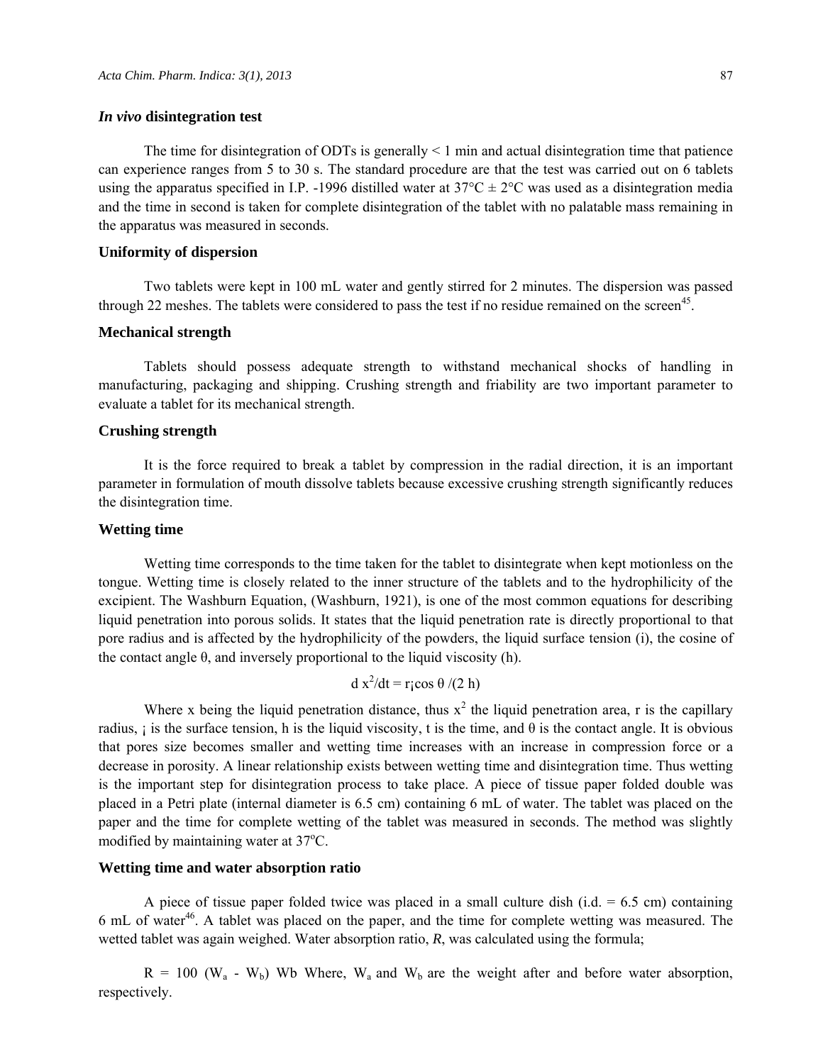### *In vivo* disintegration test

The time for disintegration of ODTs is generally < 1 min and actual disintegration time that patience can experience ranges from 5 to 30 s. The standard procedure are that the test was carried out on 6 tablets using the apparatus specified in I.P. -1996 distilled water at 37°C ± 2°C was used as a disintegration media and the time in second is taken for complete disintegration of the tablet with no palatable mass remaining in the apparatus was measured in seconds.

### Uniformity of dispersion

Two tablets were kept in 100 mL water and gently stirred for 2 minutes. The dispersion was passed through 22 meshes. The tablets were considered to pass the test if no residue remained on the screen[45].

### Mechanical strength

Tablets should possess adequate strength to withstand mechanical shocks of handling in manufacturing, packaging and shipping. Crushing strength and friability are two important parameter to evaluate a tablet for its mechanical strength.

### Crushing strength

It is the force required to break a tablet by compression in the radial direction, it is an important parameter in formulation of mouth dissolve tablets because excessive crushing strength significantly reduces the disintegration time.

### Wetting time

Wetting time corresponds to the time taken for the tablet to disintegrate when kept motionless on the tongue. Wetting time is closely related to the inner structure of the tablets and to the hydrophilicity of the excipient. The Washburn Equation, (Washburn, 1921), is one of the most common equations for describing liquid penetration into porous solids. It states that the liquid penetration rate is directly proportional to that pore radius and is affected by the hydrophilicity of the powders, the liquid surface tension (¡), the cosine of the contact angle θ, and inversely proportional to the liquid viscosity (h).

$$d\,x^2/dt = r¡\cos\theta/(2\,h)$$

Where x being the liquid penetration distance, thus $x^2$ the liquid penetration area, r is the capillary radius, ¡ is the surface tension, h is the liquid viscosity, t is the time, and θ is the contact angle. It is obvious that pores size becomes smaller and wetting time increases with an increase in compression force or a decrease in porosity. A linear relationship exists between wetting time and disintegration time. Thus wetting is the important step for disintegration process to take place. A piece of tissue paper folded double was placed in a Petri plate (internal diameter is 6.5 cm) containing 6 mL of water. The tablet was placed on the paper and the time for complete wetting of the tablet was measured in seconds. The method was slightly modified by maintaining water at 37°C.

### Wetting time and water absorption ratio

A piece of tissue paper folded twice was placed in a small culture dish (i.d. = 6.5 cm) containing 6 mL of water[46]. A tablet was placed on the paper, and the time for complete wetting was measured. The wetted tablet was again weighed. Water absorption ratio, *R*, was calculated using the formula;

$R = 100\ (W_a - W_b)\ W_b$ Where, $W_a$ and $W_b$ are the weight after and before water absorption, respectively.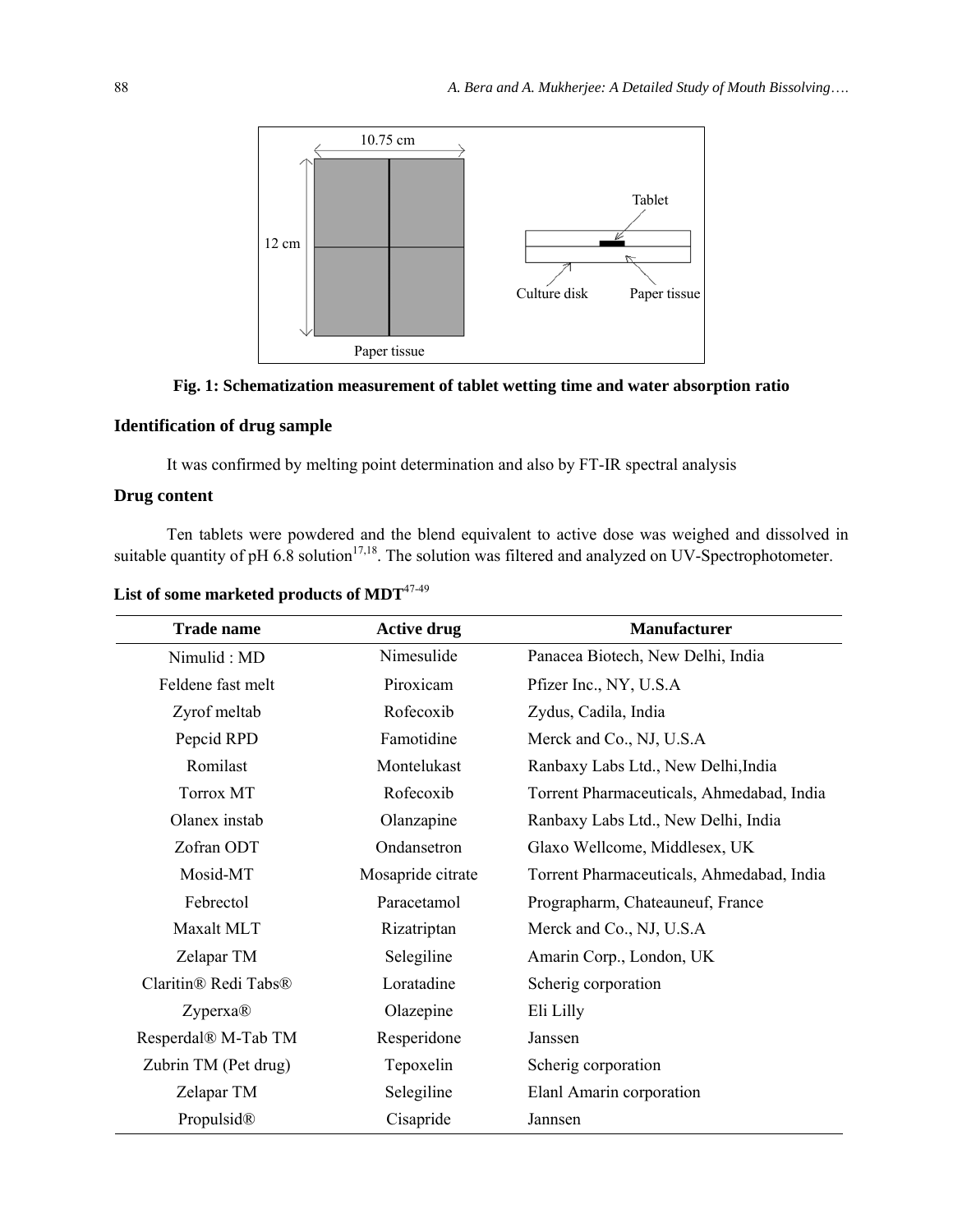Fig. 1: Schematization measurement of tablet wetting time and water absorption ratio

### Identification of drug sample

It was confirmed by melting point determination and also by FT-IR spectral analysis

### Drug content

Ten tablets were powdered and the blend equivalent to active dose was weighed and dissolved in suitable quantity of pH 6.8 solution[17,18]. The solution was filtered and analyzed on UV-Spectrophotometer.

**List of some marketed products of MDT**[47-49]

| Trade name | Active drug | Manufacturer |
| --- | --- | --- |
| Nimulid : MD | Nimesulide | Panacea Biotech, New Delhi, India |
| Feldene fast melt | Piroxicam | Pfizer Inc., NY, U.S.A |
| Zyrof meltab | Rofecoxib | Zydus, Cadila, India |
| Pepcid RPD | Famotidine | Merck and Co., NJ, U.S.A |
| Romilast | Montelukast | Ranbaxy Labs Ltd., New Delhi,India |
| Torrox MT | Rofecoxib | Torrent Pharmaceuticals, Ahmedabad, India |
| Olanex instab | Olanzapine | Ranbaxy Labs Ltd., New Delhi, India |
| Zofran ODT | Ondansetron | Glaxo Wellcome, Middlesex, UK |
| Mosid-MT | Mosapride citrate | Torrent Pharmaceuticals, Ahmedabad, India |
| Febrectol | Paracetamol | Prographarm, Chateauneuf, France |
| Maxalt MLT | Rizatriptan | Merck and Co., NJ, U.S.A |
| Zelapar TM | Selegiline | Amarin Corp., London, UK |
| Claritin® Redi Tabs® | Loratadine | Scherig corporation |
| Zyperxa® | Olazepine | Eli Lilly |
| Resperdal® M-Tab TM | Resperidone | Janssen |
| Zubrin TM (Pet drug) | Tepoxelin | Scherig corporation |
| Zelapar TM | Selegiline | Elanl Amarin corporation |
| Propulsid® | Cisapride | Jannsen |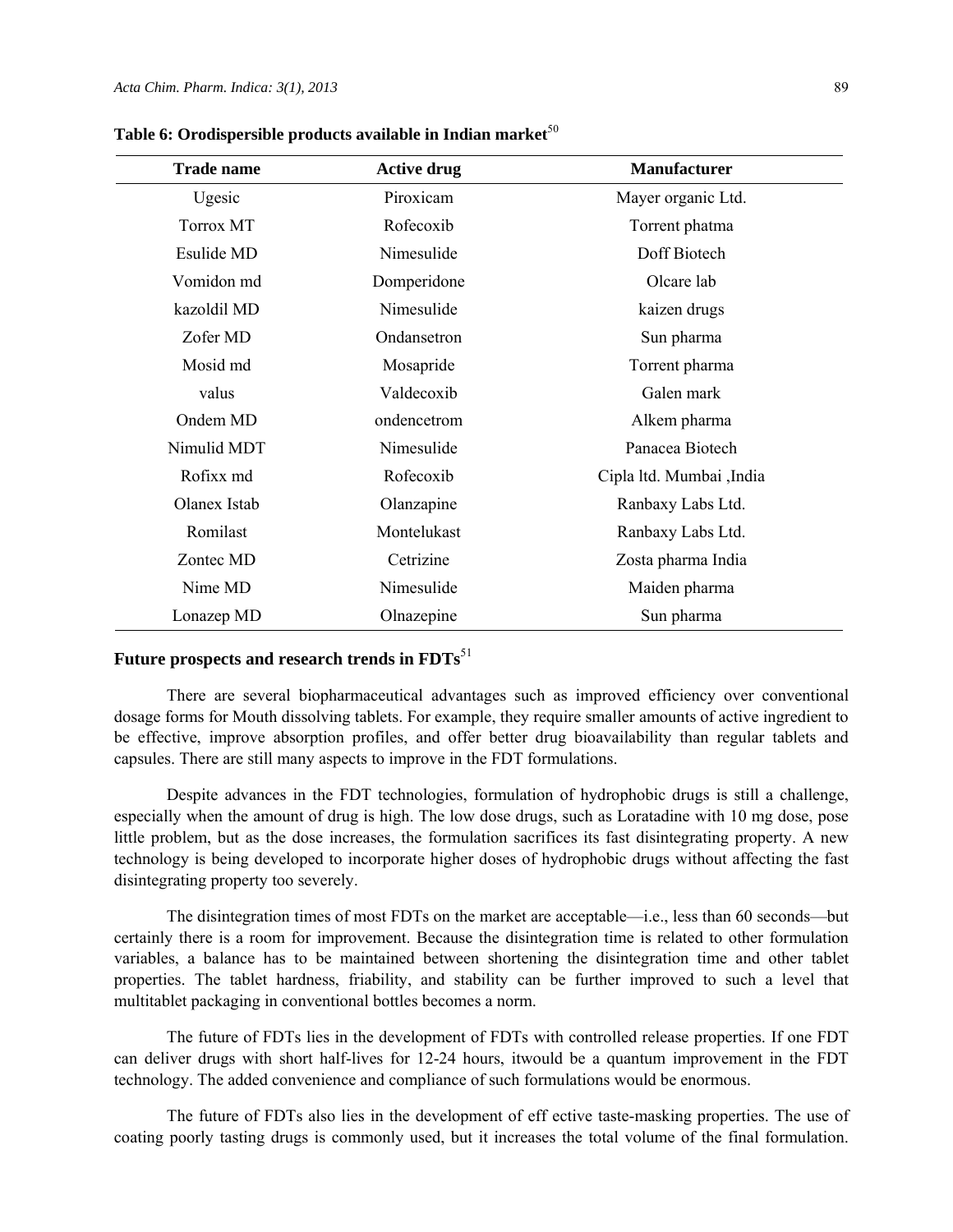**Table 6: Orodispersible products available in Indian market**[50]

| Trade name | Active drug | Manufacturer |
|---|---|---|
| Ugesic | Piroxicam | Mayer organic Ltd. |
| Torrox MT | Rofecoxib | Torrent phatma |
| Esulide MD | Nimesulide | Doff Biotech |
| Vomidon md | Domperidone | Olcare lab |
| kazoldil MD | Nimesulide | kaizen drugs |
| Zofer MD | Ondansetron | Sun pharma |
| Mosid md | Mosapride | Torrent pharma |
| valus | Valdecoxib | Galen mark |
| Ondem MD | ondencetrom | Alkem pharma |
| Nimulid MDT | Nimesulide | Panacea Biotech |
| Rofixx md | Rofecoxib | Cipla ltd. Mumbai ,India |
| Olanex Istab | Olanzapine | Ranbaxy Labs Ltd. |
| Romilast | Montelukast | Ranbaxy Labs Ltd. |
| Zontec MD | Cetrizine | Zosta pharma India |
| Nime MD | Nimesulide | Maiden pharma |
| Lonazep MD | Olnazepine | Sun pharma |

## Future prospects and research trends in FDTs[51]

There are several biopharmaceutical advantages such as improved efficiency over conventional dosage forms for Mouth dissolving tablets. For example, they require smaller amounts of active ingredient to be effective, improve absorption profiles, and offer better drug bioavailability than regular tablets and capsules. There are still many aspects to improve in the FDT formulations.

Despite advances in the FDT technologies, formulation of hydrophobic drugs is still a challenge, especially when the amount of drug is high. The low dose drugs, such as Loratadine with 10 mg dose, pose little problem, but as the dose increases, the formulation sacrifices its fast disintegrating property. A new technology is being developed to incorporate higher doses of hydrophobic drugs without affecting the fast disintegrating property too severely.

The disintegration times of most FDTs on the market are acceptable—i.e., less than 60 seconds—but certainly there is a room for improvement. Because the disintegration time is related to other formulation variables, a balance has to be maintained between shortening the disintegration time and other tablet properties. The tablet hardness, friability, and stability can be further improved to such a level that multitablet packaging in conventional bottles becomes a norm.

The future of FDTs lies in the development of FDTs with controlled release properties. If one FDT can deliver drugs with short half-lives for 12-24 hours, itwould be a quantum improvement in the FDT technology. The added convenience and compliance of such formulations would be enormous.

The future of FDTs also lies in the development of eff ective taste-masking properties. The use of coating poorly tasting drugs is commonly used, but it increases the total volume of the final formulation.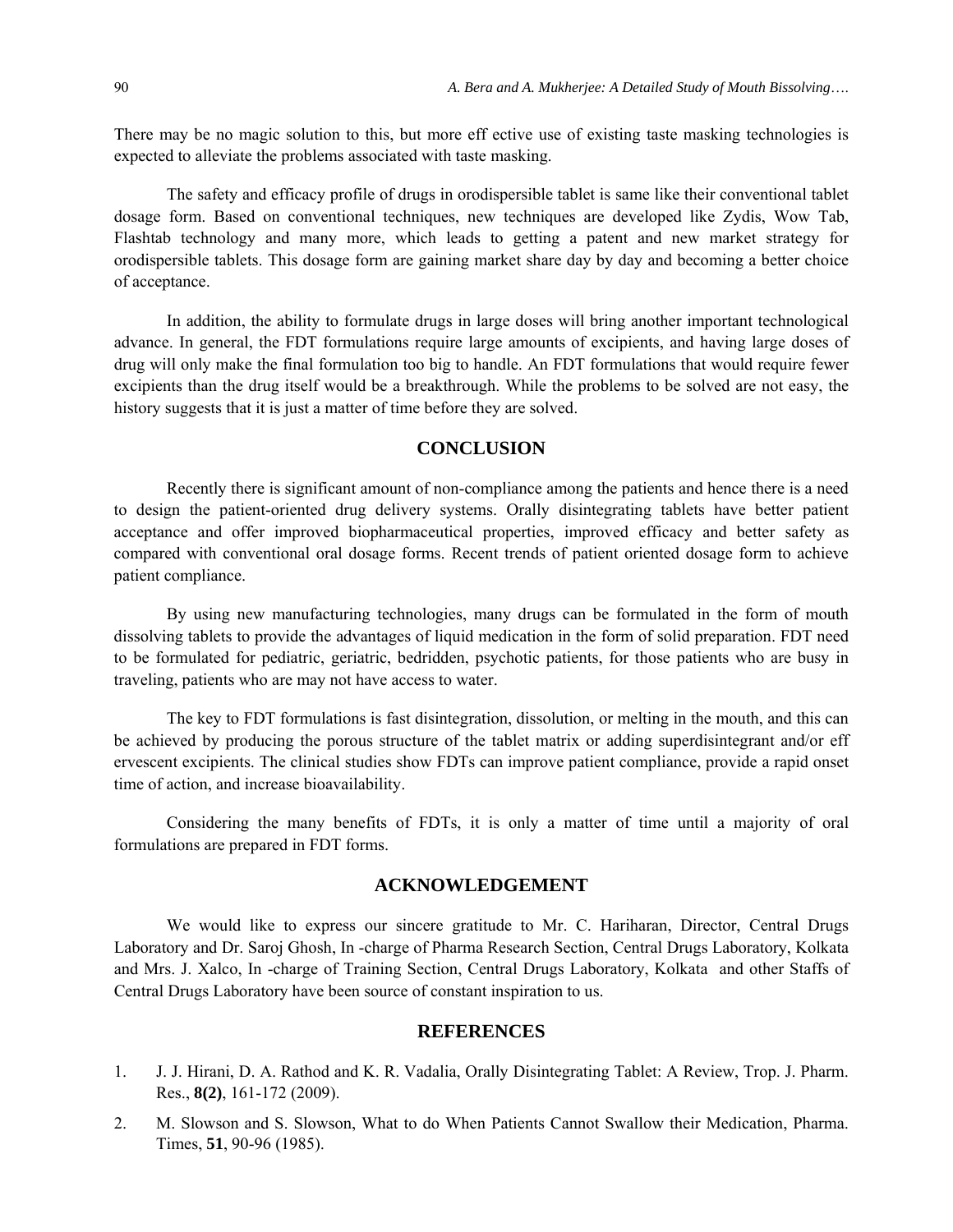There may be no magic solution to this, but more eff ective use of existing taste masking technologies is expected to alleviate the problems associated with taste masking.

The safety and efficacy profile of drugs in orodispersible tablet is same like their conventional tablet dosage form. Based on conventional techniques, new techniques are developed like Zydis, Wow Tab, Flashtab technology and many more, which leads to getting a patent and new market strategy for orodispersible tablets. This dosage form are gaining market share day by day and becoming a better choice of acceptance.

In addition, the ability to formulate drugs in large doses will bring another important technological advance. In general, the FDT formulations require large amounts of excipients, and having large doses of drug will only make the final formulation too big to handle. An FDT formulations that would require fewer excipients than the drug itself would be a breakthrough. While the problems to be solved are not easy, the history suggests that it is just a matter of time before they are solved.

## CONCLUSION

Recently there is significant amount of non-compliance among the patients and hence there is a need to design the patient-oriented drug delivery systems. Orally disintegrating tablets have better patient acceptance and offer improved biopharmaceutical properties, improved efficacy and better safety as compared with conventional oral dosage forms. Recent trends of patient oriented dosage form to achieve patient compliance.

By using new manufacturing technologies, many drugs can be formulated in the form of mouth dissolving tablets to provide the advantages of liquid medication in the form of solid preparation. FDT need to be formulated for pediatric, geriatric, bedridden, psychotic patients, for those patients who are busy in traveling, patients who are may not have access to water.

The key to FDT formulations is fast disintegration, dissolution, or melting in the mouth, and this can be achieved by producing the porous structure of the tablet matrix or adding superdisintegrant and/or eff ervescent excipients. The clinical studies show FDTs can improve patient compliance, provide a rapid onset time of action, and increase bioavailability.

Considering the many benefits of FDTs, it is only a matter of time until a majority of oral formulations are prepared in FDT forms.

## ACKNOWLEDGEMENT

We would like to express our sincere gratitude to Mr. C. Hariharan, Director, Central Drugs Laboratory and Dr. Saroj Ghosh, In -charge of Pharma Research Section, Central Drugs Laboratory, Kolkata and Mrs. J. Xalco, In -charge of Training Section, Central Drugs Laboratory, Kolkata and other Staffs of Central Drugs Laboratory have been source of constant inspiration to us.

## REFERENCES

1. J. J. Hirani, D. A. Rathod and K. R. Vadalia, Orally Disintegrating Tablet: A Review, Trop. J. Pharm. Res., **8(2)**, 161-172 (2009).
2. M. Slowson and S. Slowson, What to do When Patients Cannot Swallow their Medication, Pharma. Times, **51**, 90-96 (1985).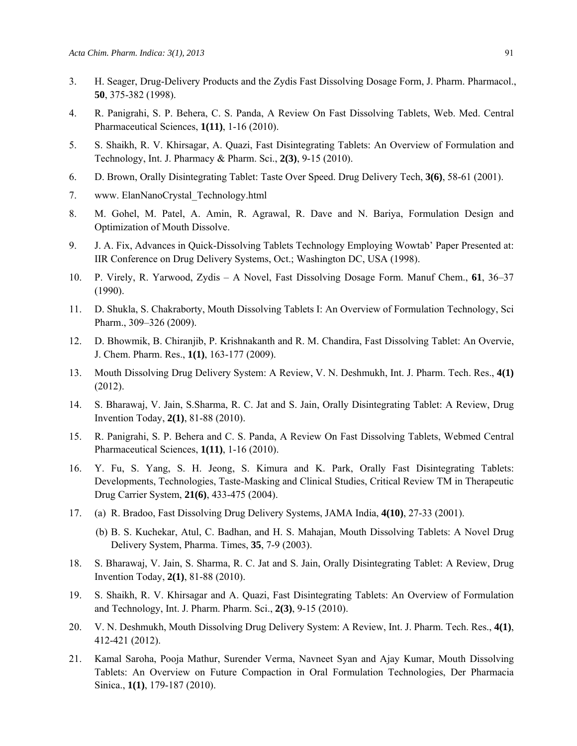3. H. Seager, Drug-Delivery Products and the Zydis Fast Dissolving Dosage Form, J. Pharm. Pharmacol., **50**, 375-382 (1998).

4. R. Panigrahi, S. P. Behera, C. S. Panda, A Review On Fast Dissolving Tablets, Web. Med. Central Pharmaceutical Sciences, **1(11)**, 1-16 (2010).

5. S. Shaikh, R. V. Khirsagar, A. Quazi, Fast Disintegrating Tablets: An Overview of Formulation and Technology, Int. J. Pharmacy & Pharm. Sci., **2(3)**, 9-15 (2010).

6. D. Brown, Orally Disintegrating Tablet: Taste Over Speed. Drug Delivery Tech, **3(6)**, 58-61 (2001).

7. www. ElanNanoCrystal_Technology.html

8. M. Gohel, M. Patel, A. Amin, R. Agrawal, R. Dave and N. Bariya, Formulation Design and Optimization of Mouth Dissolve.

9. J. A. Fix, Advances in Quick-Dissolving Tablets Technology Employing Wowtab' Paper Presented at: IIR Conference on Drug Delivery Systems, Oct.; Washington DC, USA (1998).

10. P. Virely, R. Yarwood, Zydis – A Novel, Fast Dissolving Dosage Form. Manuf Chem., **61**, 36–37 (1990).

11. D. Shukla, S. Chakraborty, Mouth Dissolving Tablets I: An Overview of Formulation Technology, Sci Pharm., 309–326 (2009).

12. D. Bhowmik, B. Chiranjib, P. Krishnakanth and R. M. Chandira, Fast Dissolving Tablet: An Overvie, J. Chem. Pharm. Res., **1(1)**, 163-177 (2009).

13. Mouth Dissolving Drug Delivery System: A Review, V. N. Deshmukh, Int. J. Pharm. Tech. Res., **4(1)** (2012).

14. S. Bharawaj, V. Jain, S.Sharma, R. C. Jat and S. Jain, Orally Disintegrating Tablet: A Review, Drug Invention Today, **2(1)**, 81-88 (2010).

15. R. Panigrahi, S. P. Behera and C. S. Panda, A Review On Fast Dissolving Tablets, Webmed Central Pharmaceutical Sciences, **1(11)**, 1-16 (2010).

16. Y. Fu, S. Yang, S. H. Jeong, S. Kimura and K. Park, Orally Fast Disintegrating Tablets: Developments, Technologies, Taste-Masking and Clinical Studies, Critical Review TM in Therapeutic Drug Carrier System, **21(6)**, 433-475 (2004).

17. (a) R. Bradoo, Fast Dissolving Drug Delivery Systems, JAMA India, **4(10)**, 27-33 (2001).

    (b) B. S. Kuchekar, Atul, C. Badhan, and H. S. Mahajan, Mouth Dissolving Tablets: A Novel Drug Delivery System, Pharma. Times, **35**, 7-9 (2003).

18. S. Bharawaj, V. Jain, S. Sharma, R. C. Jat and S. Jain, Orally Disintegrating Tablet: A Review, Drug Invention Today, **2(1)**, 81-88 (2010).

19. S. Shaikh, R. V. Khirsagar and A. Quazi, Fast Disintegrating Tablets: An Overview of Formulation and Technology, Int. J. Pharm. Pharm. Sci., **2(3)**, 9-15 (2010).

20. V. N. Deshmukh, Mouth Dissolving Drug Delivery System: A Review, Int. J. Pharm. Tech. Res., **4(1)**, 412-421 (2012).

21. Kamal Saroha, Pooja Mathur, Surender Verma, Navneet Syan and Ajay Kumar, Mouth Dissolving Tablets: An Overview on Future Compaction in Oral Formulation Technologies, Der Pharmacia Sinica., **1(1)**, 179-187 (2010).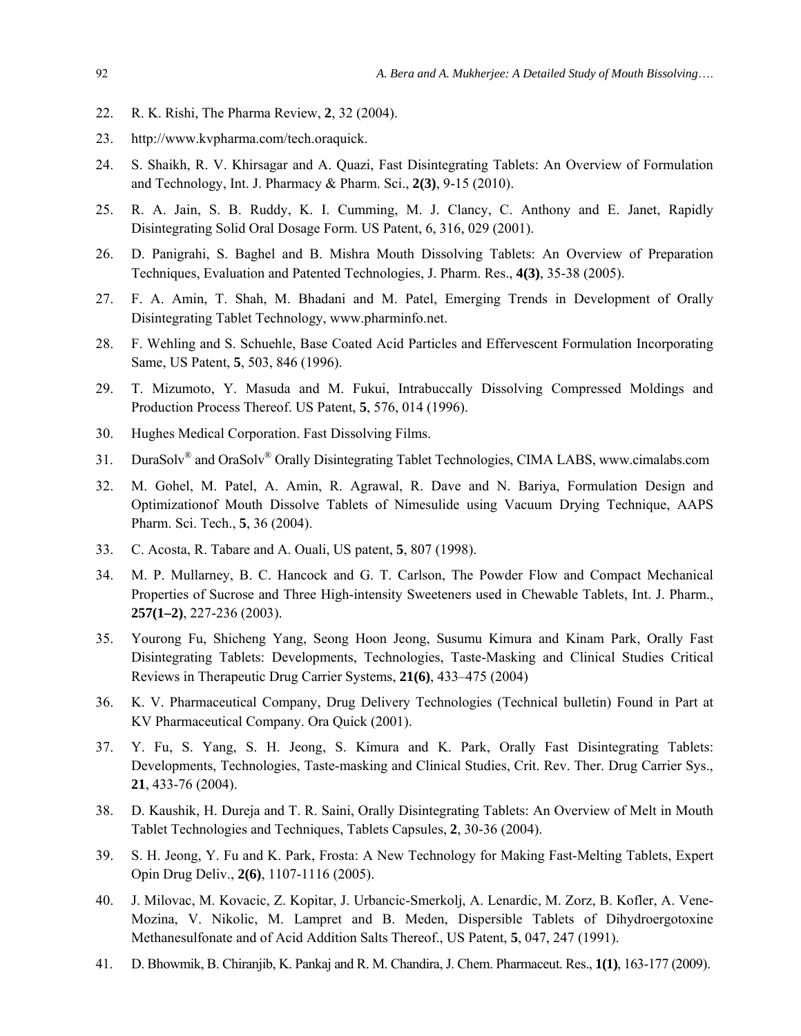22. R. K. Rishi, The Pharma Review, **2**, 32 (2004).
23. http://www.kvpharma.com/tech.oraquick.
24. S. Shaikh, R. V. Khirsagar and A. Quazi, Fast Disintegrating Tablets: An Overview of Formulation and Technology, Int. J. Pharmacy & Pharm. Sci., **2(3)**, 9-15 (2010).
25. R. A. Jain, S. B. Ruddy, K. I. Cumming, M. J. Clancy, C. Anthony and E. Janet, Rapidly Disintegrating Solid Oral Dosage Form. US Patent, 6, 316, 029 (2001).
26. D. Panigrahi, S. Baghel and B. Mishra Mouth Dissolving Tablets: An Overview of Preparation Techniques, Evaluation and Patented Technologies, J. Pharm. Res., **4(3)**, 35-38 (2005).
27. F. A. Amin, T. Shah, M. Bhadani and M. Patel, Emerging Trends in Development of Orally Disintegrating Tablet Technology, www.pharminfo.net.
28. F. Wehling and S. Schuehle, Base Coated Acid Particles and Effervescent Formulation Incorporating Same, US Patent, **5**, 503, 846 (1996).
29. T. Mizumoto, Y. Masuda and M. Fukui, Intrabuccally Dissolving Compressed Moldings and Production Process Thereof. US Patent, **5**, 576, 014 (1996).
30. Hughes Medical Corporation. Fast Dissolving Films.
31. DuraSolv® and OraSolv® Orally Disintegrating Tablet Technologies, CIMA LABS, www.cimalabs.com
32. M. Gohel, M. Patel, A. Amin, R. Agrawal, R. Dave and N. Bariya, Formulation Design and Optimizationof Mouth Dissolve Tablets of Nimesulide using Vacuum Drying Technique, AAPS Pharm. Sci. Tech., **5**, 36 (2004).
33. C. Acosta, R. Tabare and A. Ouali, US patent, **5**, 807 (1998).
34. M. P. Mullarney, B. C. Hancock and G. T. Carlson, The Powder Flow and Compact Mechanical Properties of Sucrose and Three High-intensity Sweeteners used in Chewable Tablets, Int. J. Pharm., **257(1–2)**, 227-236 (2003).
35. Yourong Fu, Shicheng Yang, Seong Hoon Jeong, Susumu Kimura and Kinam Park, Orally Fast Disintegrating Tablets: Developments, Technologies, Taste-Masking and Clinical Studies Critical Reviews in Therapeutic Drug Carrier Systems, **21(6)**, 433–475 (2004)
36. K. V. Pharmaceutical Company, Drug Delivery Technologies (Technical bulletin) Found in Part at KV Pharmaceutical Company. Ora Quick (2001).
37. Y. Fu, S. Yang, S. H. Jeong, S. Kimura and K. Park, Orally Fast Disintegrating Tablets: Developments, Technologies, Taste-masking and Clinical Studies, Crit. Rev. Ther. Drug Carrier Sys., **21**, 433-76 (2004).
38. D. Kaushik, H. Dureja and T. R. Saini, Orally Disintegrating Tablets: An Overview of Melt in Mouth Tablet Technologies and Techniques, Tablets Capsules, **2**, 30-36 (2004).
39. S. H. Jeong, Y. Fu and K. Park, Frosta: A New Technology for Making Fast-Melting Tablets, Expert Opin Drug Deliv., **2(6)**, 1107-1116 (2005).
40. J. Milovac, M. Kovacic, Z. Kopitar, J. Urbancic-Smerkolj, A. Lenardic, M. Zorz, B. Kofler, A. Vene-Mozina, V. Nikolic, M. Lampret and B. Meden, Dispersible Tablets of Dihydroergotoxine Methanesulfonate and of Acid Addition Salts Thereof., US Patent, **5**, 047, 247 (1991).
41. D. Bhowmik, B. Chiranjib, K. Pankaj and R. M. Chandira, J. Chem. Pharmaceut. Res., **1(1)**, 163-177 (2009).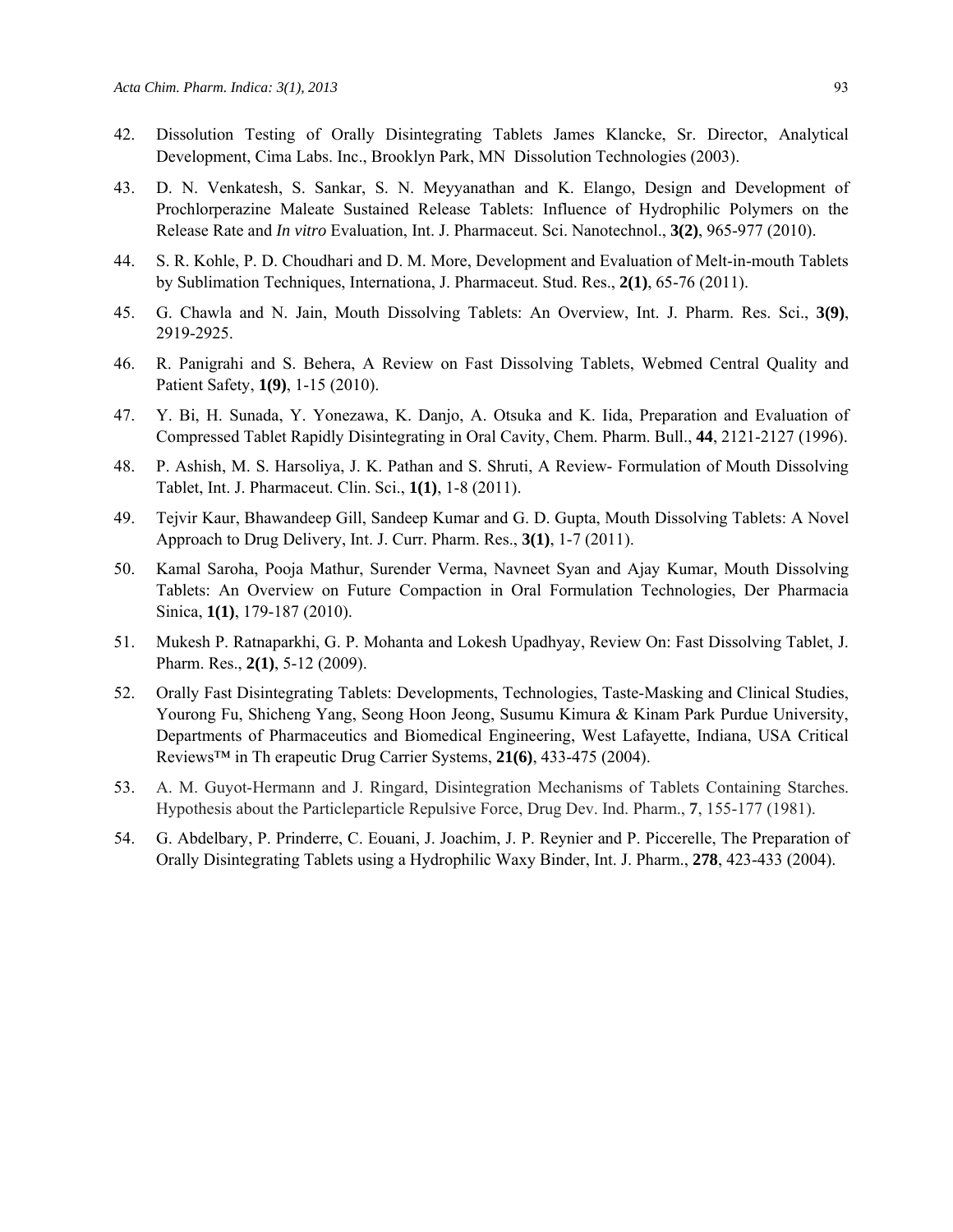42. Dissolution Testing of Orally Disintegrating Tablets James Klancke, Sr. Director, Analytical Development, Cima Labs. Inc., Brooklyn Park, MN Dissolution Technologies (2003).

43. D. N. Venkatesh, S. Sankar, S. N. Meyyanathan and K. Elango, Design and Development of Prochlorperazine Maleate Sustained Release Tablets: Influence of Hydrophilic Polymers on the Release Rate and *In vitro* Evaluation, Int. J. Pharmaceut. Sci. Nanotechnol., **3(2)**, 965-977 (2010).

44. S. R. Kohle, P. D. Choudhari and D. M. More, Development and Evaluation of Melt-in-mouth Tablets by Sublimation Techniques, Internationa, J. Pharmaceut. Stud. Res., **2(1)**, 65-76 (2011).

45. G. Chawla and N. Jain, Mouth Dissolving Tablets: An Overview, Int. J. Pharm. Res. Sci., **3(9)**, 2919-2925.

46. R. Panigrahi and S. Behera, A Review on Fast Dissolving Tablets, Webmed Central Quality and Patient Safety, **1(9)**, 1-15 (2010).

47. Y. Bi, H. Sunada, Y. Yonezawa, K. Danjo, A. Otsuka and K. Iida, Preparation and Evaluation of Compressed Tablet Rapidly Disintegrating in Oral Cavity, Chem. Pharm. Bull., **44**, 2121-2127 (1996).

48. P. Ashish, M. S. Harsoliya, J. K. Pathan and S. Shruti, A Review- Formulation of Mouth Dissolving Tablet, Int. J. Pharmaceut. Clin. Sci., **1(1)**, 1-8 (2011).

49. Tejvir Kaur, Bhawandeep Gill, Sandeep Kumar and G. D. Gupta, Mouth Dissolving Tablets: A Novel Approach to Drug Delivery, Int. J. Curr. Pharm. Res., **3(1)**, 1-7 (2011).

50. Kamal Saroha, Pooja Mathur, Surender Verma, Navneet Syan and Ajay Kumar, Mouth Dissolving Tablets: An Overview on Future Compaction in Oral Formulation Technologies, Der Pharmacia Sinica, **1(1)**, 179-187 (2010).

51. Mukesh P. Ratnaparkhi, G. P. Mohanta and Lokesh Upadhyay, Review On: Fast Dissolving Tablet, J. Pharm. Res., **2(1)**, 5-12 (2009).

52. Orally Fast Disintegrating Tablets: Developments, Technologies, Taste-Masking and Clinical Studies, Yourong Fu, Shicheng Yang, Seong Hoon Jeong, Susumu Kimura & Kinam Park Purdue University, Departments of Pharmaceutics and Biomedical Engineering, West Lafayette, Indiana, USA Critical Reviews™ in Th erapeutic Drug Carrier Systems, **21(6)**, 433-475 (2004).

53. A. M. Guyot-Hermann and J. Ringard, Disintegration Mechanisms of Tablets Containing Starches. Hypothesis about the Particleparticle Repulsive Force, Drug Dev. Ind. Pharm., **7**, 155-177 (1981).

54. G. Abdelbary, P. Prinderre, C. Eouani, J. Joachim, J. P. Reynier and P. Piccerelle, The Preparation of Orally Disintegrating Tablets using a Hydrophilic Waxy Binder, Int. J. Pharm., **278**, 423-433 (2004).